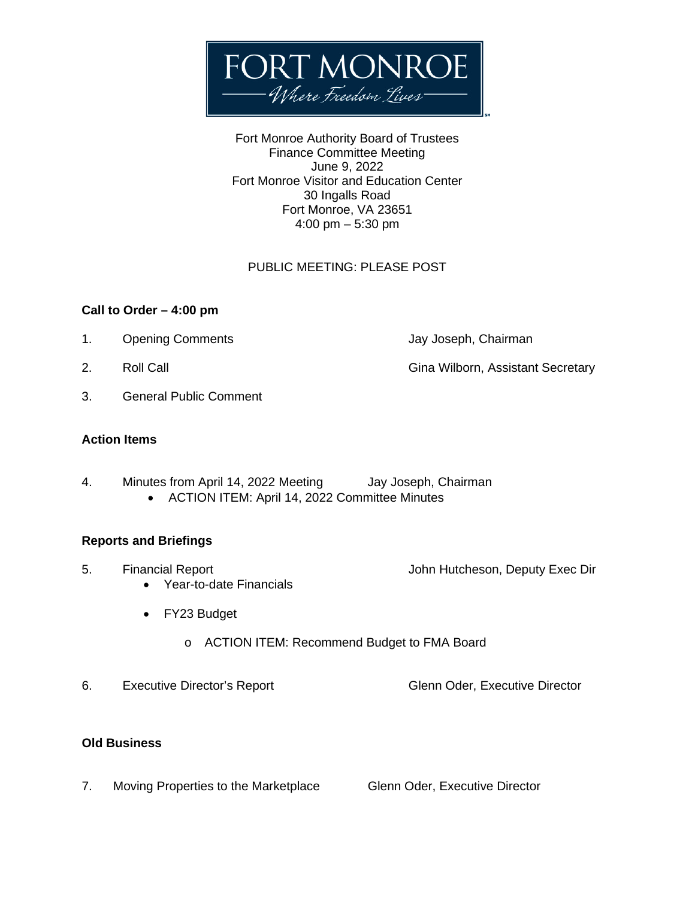FORT MONROE

*Where Freedom Lives*

Fort Monroe Authority Board of Trustees
Finance Committee Meeting
June 9, 2022
Fort Monroe Visitor and Education Center
30 Ingalls Road
Fort Monroe, VA 23651
4:00 pm – 5:30 pm

PUBLIC MEETING: PLEASE POST

**Call to Order – 4:00 pm**

1. Opening Comments — Jay Joseph, Chairman
2. Roll Call — Gina Wilborn, Assistant Secretary
3. General Public Comment

**Action Items**

4. Minutes from April 14, 2022 Meeting — Jay Joseph, Chairman
   - ACTION ITEM: April 14, 2022 Committee Minutes

**Reports and Briefings**

5. Financial Report — John Hutcheson, Deputy Exec Dir
   - Year-to-date Financials
   - FY23 Budget
     - ACTION ITEM: Recommend Budget to FMA Board
6. Executive Director's Report — Glenn Oder, Executive Director

**Old Business**

7. Moving Properties to the Marketplace — Glenn Oder, Executive Director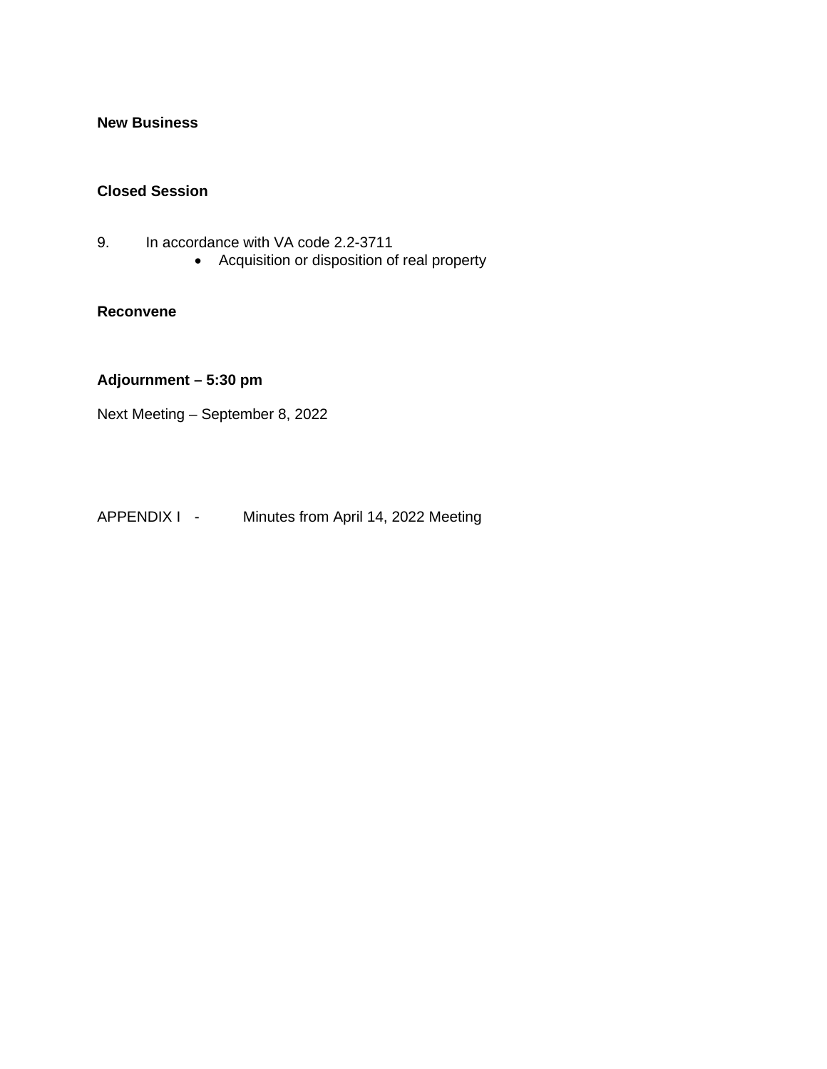**New Business**

**Closed Session**

9. In accordance with VA code 2.2-3711
   - Acquisition or disposition of real property

**Reconvene**

**Adjournment – 5:30 pm**

Next Meeting – September 8, 2022

APPENDIX I - Minutes from April 14, 2022 Meeting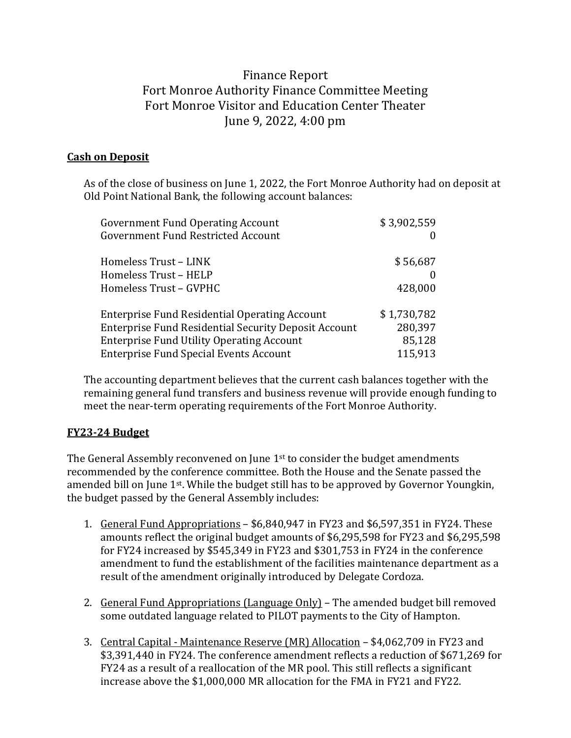# Finance Report
## Fort Monroe Authority Finance Committee Meeting
## Fort Monroe Visitor and Education Center Theater
## June 9, 2022, 4:00 pm

**Cash on Deposit**

As of the close of business on June 1, 2022, the Fort Monroe Authority had on deposit at Old Point National Bank, the following account balances:

| Account | Balance |
|---|---|
| Government Fund Operating Account | $ 3,902,559 |
| Government Fund Restricted Account | 0 |
| | |
| Homeless Trust – LINK | $ 56,687 |
| Homeless Trust – HELP | 0 |
| Homeless Trust – GVPHC | 428,000 |
| | |
| Enterprise Fund Residential Operating Account | $ 1,730,782 |
| Enterprise Fund Residential Security Deposit Account | 280,397 |
| Enterprise Fund Utility Operating Account | 85,128 |
| Enterprise Fund Special Events Account | 115,913 |

The accounting department believes that the current cash balances together with the remaining general fund transfers and business revenue will provide enough funding to meet the near-term operating requirements of the Fort Monroe Authority.

**FY23-24 Budget**

The General Assembly reconvened on June 1st to consider the budget amendments recommended by the conference committee. Both the House and the Senate passed the amended bill on June 1st. While the budget still has to be approved by Governor Youngkin, the budget passed by the General Assembly includes:

1. General Fund Appropriations – $6,840,947 in FY23 and $6,597,351 in FY24. These amounts reflect the original budget amounts of $6,295,598 for FY23 and $6,295,598 for FY24 increased by $545,349 in FY23 and $301,753 in FY24 in the conference amendment to fund the establishment of the facilities maintenance department as a result of the amendment originally introduced by Delegate Cordoza.

2. General Fund Appropriations (Language Only) – The amended budget bill removed some outdated language related to PILOT payments to the City of Hampton.

3. Central Capital - Maintenance Reserve (MR) Allocation – $4,062,709 in FY23 and $3,391,440 in FY24. The conference amendment reflects a reduction of $671,269 for FY24 as a result of a reallocation of the MR pool. This still reflects a significant increase above the $1,000,000 MR allocation for the FMA in FY21 and FY22.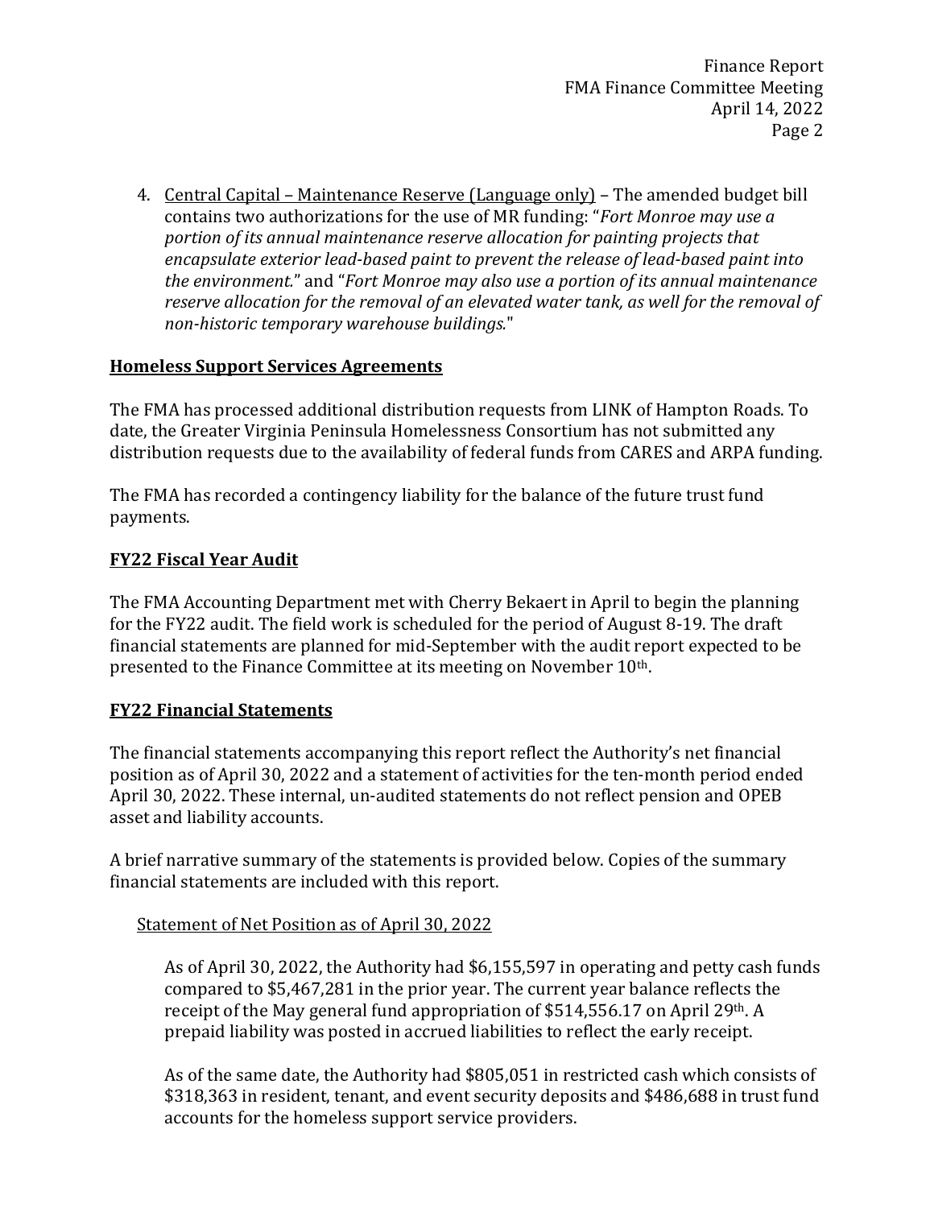4. Central Capital – Maintenance Reserve (Language only) – The amended budget bill contains two authorizations for the use of MR funding: "*Fort Monroe may use a portion of its annual maintenance reserve allocation for painting projects that encapsulate exterior lead-based paint to prevent the release of lead-based paint into the environment.*" and "*Fort Monroe may also use a portion of its annual maintenance reserve allocation for the removal of an elevated water tank, as well for the removal of non-historic temporary warehouse buildings.*"

## Homeless Support Services Agreements

The FMA has processed additional distribution requests from LINK of Hampton Roads. To date, the Greater Virginia Peninsula Homelessness Consortium has not submitted any distribution requests due to the availability of federal funds from CARES and ARPA funding.

The FMA has recorded a contingency liability for the balance of the future trust fund payments.

## FY22 Fiscal Year Audit

The FMA Accounting Department met with Cherry Bekaert in April to begin the planning for the FY22 audit. The field work is scheduled for the period of August 8-19. The draft financial statements are planned for mid-September with the audit report expected to be presented to the Finance Committee at its meeting on November 10th.

## FY22 Financial Statements

The financial statements accompanying this report reflect the Authority's net financial position as of April 30, 2022 and a statement of activities for the ten-month period ended April 30, 2022. These internal, un-audited statements do not reflect pension and OPEB asset and liability accounts.

A brief narrative summary of the statements is provided below. Copies of the summary financial statements are included with this report.

### Statement of Net Position as of April 30, 2022

As of April 30, 2022, the Authority had $6,155,597 in operating and petty cash funds compared to $5,467,281 in the prior year. The current year balance reflects the receipt of the May general fund appropriation of $514,556.17 on April 29th. A prepaid liability was posted in accrued liabilities to reflect the early receipt.

As of the same date, the Authority had $805,051 in restricted cash which consists of $318,363 in resident, tenant, and event security deposits and $486,688 in trust fund accounts for the homeless support service providers.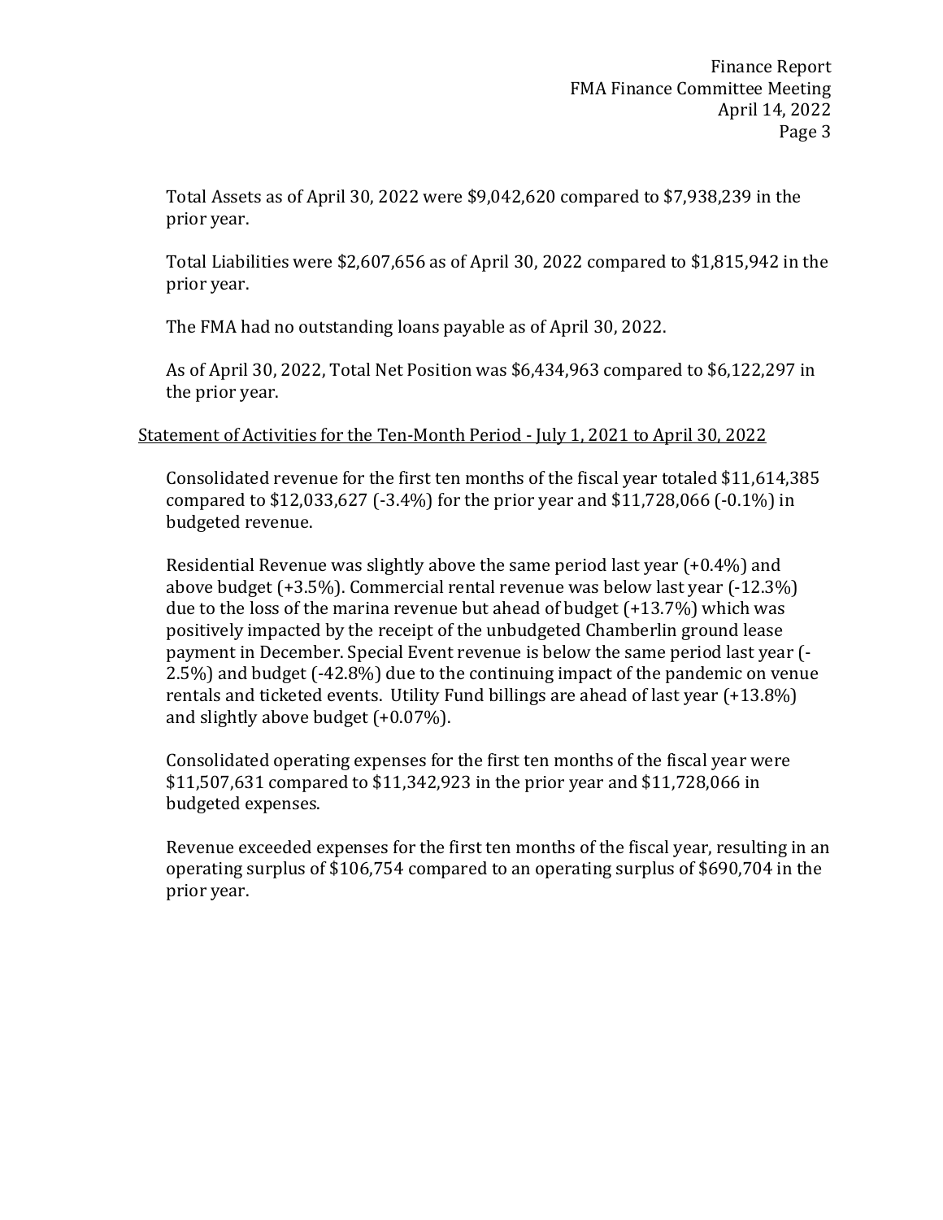Total Assets as of April 30, 2022 were $9,042,620 compared to $7,938,239 in the prior year.

Total Liabilities were $2,607,656 as of April 30, 2022 compared to $1,815,942 in the prior year.

The FMA had no outstanding loans payable as of April 30, 2022.

As of April 30, 2022, Total Net Position was $6,434,963 compared to $6,122,297 in the prior year.

<u>Statement of Activities for the Ten-Month Period - July 1, 2021 to April 30, 2022</u>

Consolidated revenue for the first ten months of the fiscal year totaled $11,614,385 compared to $12,033,627 (-3.4%) for the prior year and $11,728,066 (-0.1%) in budgeted revenue.

Residential Revenue was slightly above the same period last year (+0.4%) and above budget (+3.5%). Commercial rental revenue was below last year (-12.3%) due to the loss of the marina revenue but ahead of budget (+13.7%) which was positively impacted by the receipt of the unbudgeted Chamberlin ground lease payment in December. Special Event revenue is below the same period last year (-2.5%) and budget (-42.8%) due to the continuing impact of the pandemic on venue rentals and ticketed events. Utility Fund billings are ahead of last year (+13.8%) and slightly above budget (+0.07%).

Consolidated operating expenses for the first ten months of the fiscal year were $11,507,631 compared to $11,342,923 in the prior year and $11,728,066 in budgeted expenses.

Revenue exceeded expenses for the first ten months of the fiscal year, resulting in an operating surplus of $106,754 compared to an operating surplus of $690,704 in the prior year.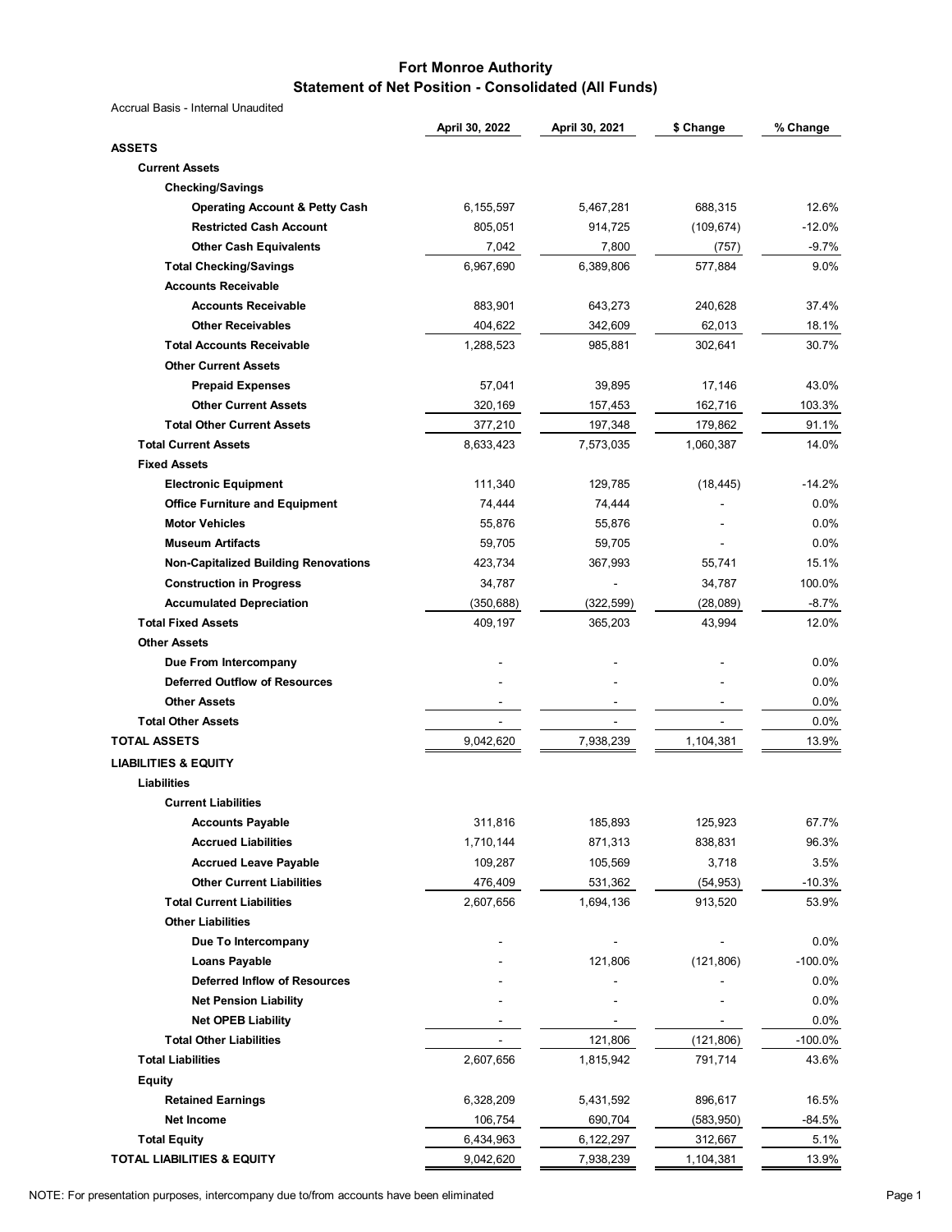# Fort Monroe Authority
## Statement of Net Position - Consolidated (All Funds)

Accrual Basis - Internal Unaudited

| | April 30, 2022 | April 30, 2021 | $ Change | % Change |
|---|---|---|---|---|
| **ASSETS** | | | | |
| **Current Assets** | | | | |
| **Checking/Savings** | | | | |
| **Operating Account & Petty Cash** | 6,155,597 | 5,467,281 | 688,315 | 12.6% |
| **Restricted Cash Account** | 805,051 | 914,725 | (109,674) | -12.0% |
| **Other Cash Equivalents** | 7,042 | 7,800 | (757) | -9.7% |
| **Total Checking/Savings** | 6,967,690 | 6,389,806 | 577,884 | 9.0% |
| **Accounts Receivable** | | | | |
| **Accounts Receivable** | 883,901 | 643,273 | 240,628 | 37.4% |
| **Other Receivables** | 404,622 | 342,609 | 62,013 | 18.1% |
| **Total Accounts Receivable** | 1,288,523 | 985,881 | 302,641 | 30.7% |
| **Other Current Assets** | | | | |
| **Prepaid Expenses** | 57,041 | 39,895 | 17,146 | 43.0% |
| **Other Current Assets** | 320,169 | 157,453 | 162,716 | 103.3% |
| **Total Other Current Assets** | 377,210 | 197,348 | 179,862 | 91.1% |
| **Total Current Assets** | 8,633,423 | 7,573,035 | 1,060,387 | 14.0% |
| **Fixed Assets** | | | | |
| **Electronic Equipment** | 111,340 | 129,785 | (18,445) | -14.2% |
| **Office Furniture and Equipment** | 74,444 | 74,444 | - | 0.0% |
| **Motor Vehicles** | 55,876 | 55,876 | - | 0.0% |
| **Museum Artifacts** | 59,705 | 59,705 | - | 0.0% |
| **Non-Capitalized Building Renovations** | 423,734 | 367,993 | 55,741 | 15.1% |
| **Construction in Progress** | 34,787 | - | 34,787 | 100.0% |
| **Accumulated Depreciation** | (350,688) | (322,599) | (28,089) | -8.7% |
| **Total Fixed Assets** | 409,197 | 365,203 | 43,994 | 12.0% |
| **Other Assets** | | | | |
| **Due From Intercompany** | - | - | - | 0.0% |
| **Deferred Outflow of Resources** | - | - | - | 0.0% |
| **Other Assets** | - | - | - | 0.0% |
| **Total Other Assets** | - | - | - | 0.0% |
| **TOTAL ASSETS** | 9,042,620 | 7,938,239 | 1,104,381 | 13.9% |
| **LIABILITIES & EQUITY** | | | | |
| **Liabilities** | | | | |
| **Current Liabilities** | | | | |
| **Accounts Payable** | 311,816 | 185,893 | 125,923 | 67.7% |
| **Accrued Liabilities** | 1,710,144 | 871,313 | 838,831 | 96.3% |
| **Accrued Leave Payable** | 109,287 | 105,569 | 3,718 | 3.5% |
| **Other Current Liabilities** | 476,409 | 531,362 | (54,953) | -10.3% |
| **Total Current Liabilities** | 2,607,656 | 1,694,136 | 913,520 | 53.9% |
| **Other Liabilities** | | | | |
| **Due To Intercompany** | - | - | - | 0.0% |
| **Loans Payable** | - | 121,806 | (121,806) | -100.0% |
| **Deferred Inflow of Resources** | - | - | - | 0.0% |
| **Net Pension Liability** | - | - | - | 0.0% |
| **Net OPEB Liability** | - | - | - | 0.0% |
| **Total Other Liabilities** | - | 121,806 | (121,806) | -100.0% |
| **Total Liabilities** | 2,607,656 | 1,815,942 | 791,714 | 43.6% |
| **Equity** | | | | |
| **Retained Earnings** | 6,328,209 | 5,431,592 | 896,617 | 16.5% |
| **Net Income** | 106,754 | 690,704 | (583,950) | -84.5% |
| **Total Equity** | 6,434,963 | 6,122,297 | 312,667 | 5.1% |
| **TOTAL LIABILITIES & EQUITY** | 9,042,620 | 7,938,239 | 1,104,381 | 13.9% |

NOTE: For presentation purposes, intercompany due to/from accounts have been eliminated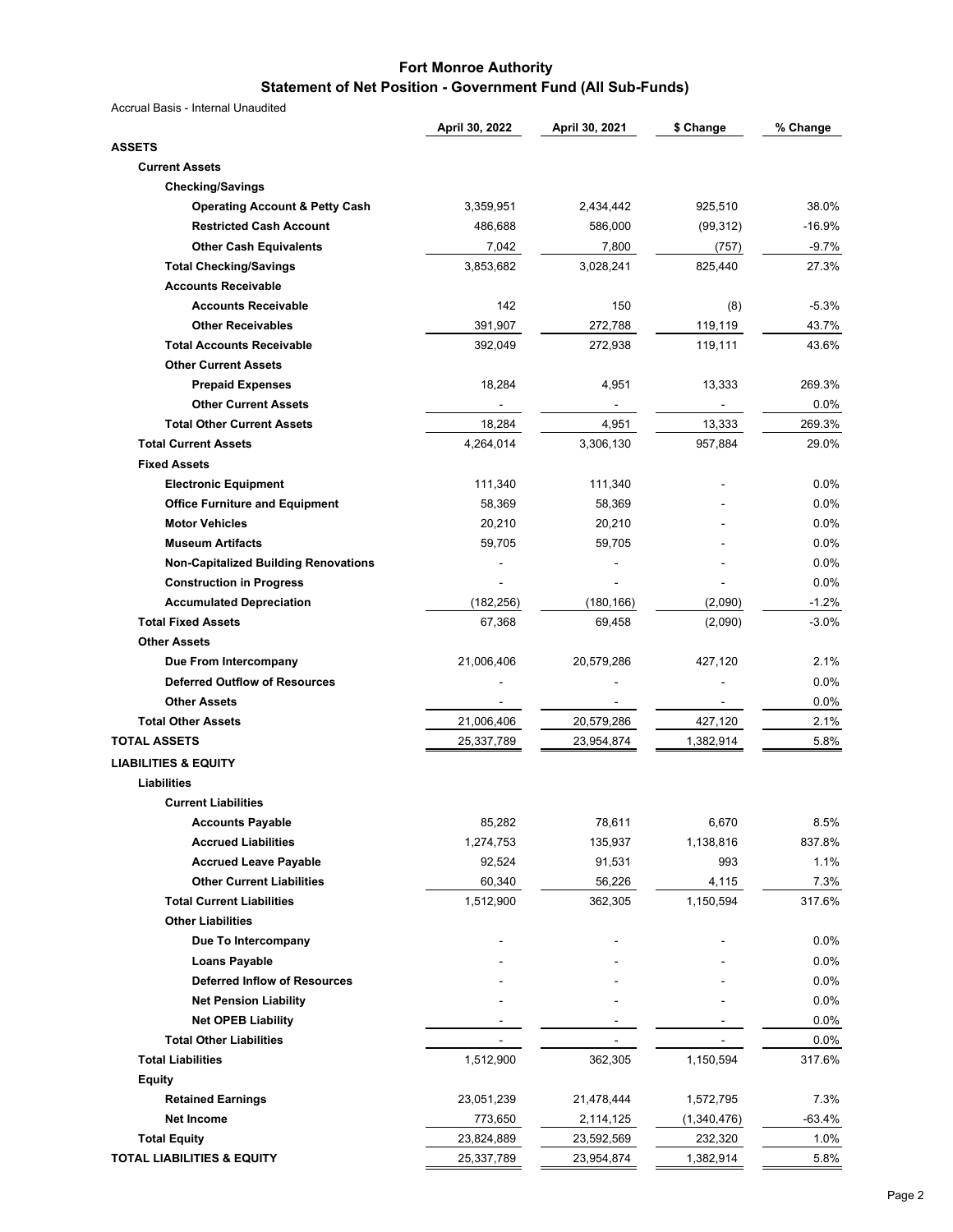# Fort Monroe Authority

## Statement of Net Position - Government Fund (All Sub-Funds)

Accrual Basis - Internal Unaudited

| | April 30, 2022 | April 30, 2021 | $ Change | % Change |
|---|---|---|---|---|
| **ASSETS** | | | | |
| **Current Assets** | | | | |
| **Checking/Savings** | | | | |
| **Operating Account & Petty Cash** | 3,359,951 | 2,434,442 | 925,510 | 38.0% |
| **Restricted Cash Account** | 486,688 | 586,000 | (99,312) | -16.9% |
| **Other Cash Equivalents** | 7,042 | 7,800 | (757) | -9.7% |
| **Total Checking/Savings** | 3,853,682 | 3,028,241 | 825,440 | 27.3% |
| **Accounts Receivable** | | | | |
| **Accounts Receivable** | 142 | 150 | (8) | -5.3% |
| **Other Receivables** | 391,907 | 272,788 | 119,119 | 43.7% |
| **Total Accounts Receivable** | 392,049 | 272,938 | 119,111 | 43.6% |
| **Other Current Assets** | | | | |
| **Prepaid Expenses** | 18,284 | 4,951 | 13,333 | 269.3% |
| **Other Current Assets** | - | - | - | 0.0% |
| **Total Other Current Assets** | 18,284 | 4,951 | 13,333 | 269.3% |
| **Total Current Assets** | 4,264,014 | 3,306,130 | 957,884 | 29.0% |
| **Fixed Assets** | | | | |
| **Electronic Equipment** | 111,340 | 111,340 | - | 0.0% |
| **Office Furniture and Equipment** | 58,369 | 58,369 | - | 0.0% |
| **Motor Vehicles** | 20,210 | 20,210 | - | 0.0% |
| **Museum Artifacts** | 59,705 | 59,705 | - | 0.0% |
| **Non-Capitalized Building Renovations** | - | - | - | 0.0% |
| **Construction in Progress** | - | - | - | 0.0% |
| **Accumulated Depreciation** | (182,256) | (180,166) | (2,090) | -1.2% |
| **Total Fixed Assets** | 67,368 | 69,458 | (2,090) | -3.0% |
| **Other Assets** | | | | |
| **Due From Intercompany** | 21,006,406 | 20,579,286 | 427,120 | 2.1% |
| **Deferred Outflow of Resources** | - | - | - | 0.0% |
| **Other Assets** | - | - | - | 0.0% |
| **Total Other Assets** | 21,006,406 | 20,579,286 | 427,120 | 2.1% |
| **TOTAL ASSETS** | 25,337,789 | 23,954,874 | 1,382,914 | 5.8% |
| **LIABILITIES & EQUITY** | | | | |
| **Liabilities** | | | | |
| **Current Liabilities** | | | | |
| **Accounts Payable** | 85,282 | 78,611 | 6,670 | 8.5% |
| **Accrued Liabilities** | 1,274,753 | 135,937 | 1,138,816 | 837.8% |
| **Accrued Leave Payable** | 92,524 | 91,531 | 993 | 1.1% |
| **Other Current Liabilities** | 60,340 | 56,226 | 4,115 | 7.3% |
| **Total Current Liabilities** | 1,512,900 | 362,305 | 1,150,594 | 317.6% |
| **Other Liabilities** | | | | |
| **Due To Intercompany** | - | - | - | 0.0% |
| **Loans Payable** | - | - | - | 0.0% |
| **Deferred Inflow of Resources** | - | - | - | 0.0% |
| **Net Pension Liability** | - | - | - | 0.0% |
| **Net OPEB Liability** | - | - | - | 0.0% |
| **Total Other Liabilities** | - | - | - | 0.0% |
| **Total Liabilities** | 1,512,900 | 362,305 | 1,150,594 | 317.6% |
| **Equity** | | | | |
| **Retained Earnings** | 23,051,239 | 21,478,444 | 1,572,795 | 7.3% |
| **Net Income** | 773,650 | 2,114,125 | (1,340,476) | -63.4% |
| **Total Equity** | 23,824,889 | 23,592,569 | 232,320 | 1.0% |
| **TOTAL LIABILITIES & EQUITY** | 25,337,789 | 23,954,874 | 1,382,914 | 5.8% |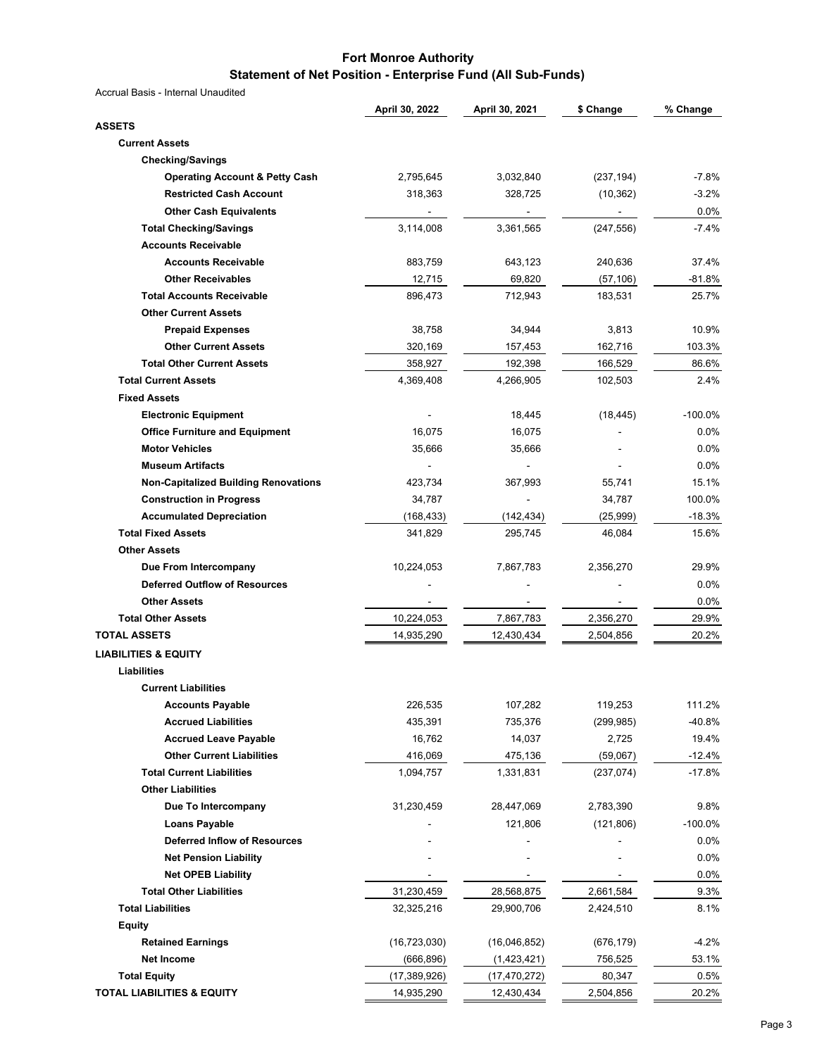# Fort Monroe Authority

## Statement of Net Position - Enterprise Fund (All Sub-Funds)

Accrual Basis - Internal Unaudited

| | April 30, 2022 | April 30, 2021 | $ Change | % Change |
|---|---|---|---|---|
| **ASSETS** | | | | |
| **Current Assets** | | | | |
| **Checking/Savings** | | | | |
| **Operating Account & Petty Cash** | 2,795,645 | 3,032,840 | (237,194) | -7.8% |
| **Restricted Cash Account** | 318,363 | 328,725 | (10,362) | -3.2% |
| **Other Cash Equivalents** | - | - | - | 0.0% |
| **Total Checking/Savings** | 3,114,008 | 3,361,565 | (247,556) | -7.4% |
| **Accounts Receivable** | | | | |
| **Accounts Receivable** | 883,759 | 643,123 | 240,636 | 37.4% |
| **Other Receivables** | 12,715 | 69,820 | (57,106) | -81.8% |
| **Total Accounts Receivable** | 896,473 | 712,943 | 183,531 | 25.7% |
| **Other Current Assets** | | | | |
| **Prepaid Expenses** | 38,758 | 34,944 | 3,813 | 10.9% |
| **Other Current Assets** | 320,169 | 157,453 | 162,716 | 103.3% |
| **Total Other Current Assets** | 358,927 | 192,398 | 166,529 | 86.6% |
| **Total Current Assets** | 4,369,408 | 4,266,905 | 102,503 | 2.4% |
| **Fixed Assets** | | | | |
| **Electronic Equipment** | - | 18,445 | (18,445) | -100.0% |
| **Office Furniture and Equipment** | 16,075 | 16,075 | - | 0.0% |
| **Motor Vehicles** | 35,666 | 35,666 | - | 0.0% |
| **Museum Artifacts** | - | - | - | 0.0% |
| **Non-Capitalized Building Renovations** | 423,734 | 367,993 | 55,741 | 15.1% |
| **Construction in Progress** | 34,787 | - | 34,787 | 100.0% |
| **Accumulated Depreciation** | (168,433) | (142,434) | (25,999) | -18.3% |
| **Total Fixed Assets** | 341,829 | 295,745 | 46,084 | 15.6% |
| **Other Assets** | | | | |
| **Due From Intercompany** | 10,224,053 | 7,867,783 | 2,356,270 | 29.9% |
| **Deferred Outflow of Resources** | - | - | - | 0.0% |
| **Other Assets** | - | - | - | 0.0% |
| **Total Other Assets** | 10,224,053 | 7,867,783 | 2,356,270 | 29.9% |
| **TOTAL ASSETS** | 14,935,290 | 12,430,434 | 2,504,856 | 20.2% |
| **LIABILITIES & EQUITY** | | | | |
| **Liabilities** | | | | |
| **Current Liabilities** | | | | |
| **Accounts Payable** | 226,535 | 107,282 | 119,253 | 111.2% |
| **Accrued Liabilities** | 435,391 | 735,376 | (299,985) | -40.8% |
| **Accrued Leave Payable** | 16,762 | 14,037 | 2,725 | 19.4% |
| **Other Current Liabilities** | 416,069 | 475,136 | (59,067) | -12.4% |
| **Total Current Liabilities** | 1,094,757 | 1,331,831 | (237,074) | -17.8% |
| **Other Liabilities** | | | | |
| **Due To Intercompany** | 31,230,459 | 28,447,069 | 2,783,390 | 9.8% |
| **Loans Payable** | - | 121,806 | (121,806) | -100.0% |
| **Deferred Inflow of Resources** | - | - | - | 0.0% |
| **Net Pension Liability** | - | - | - | 0.0% |
| **Net OPEB Liability** | - | - | - | 0.0% |
| **Total Other Liabilities** | 31,230,459 | 28,568,875 | 2,661,584 | 9.3% |
| **Total Liabilities** | 32,325,216 | 29,900,706 | 2,424,510 | 8.1% |
| **Equity** | | | | |
| **Retained Earnings** | (16,723,030) | (16,046,852) | (676,179) | -4.2% |
| **Net Income** | (666,896) | (1,423,421) | 756,525 | 53.1% |
| **Total Equity** | (17,389,926) | (17,470,272) | 80,347 | 0.5% |
| **TOTAL LIABILITIES & EQUITY** | 14,935,290 | 12,430,434 | 2,504,856 | 20.2% |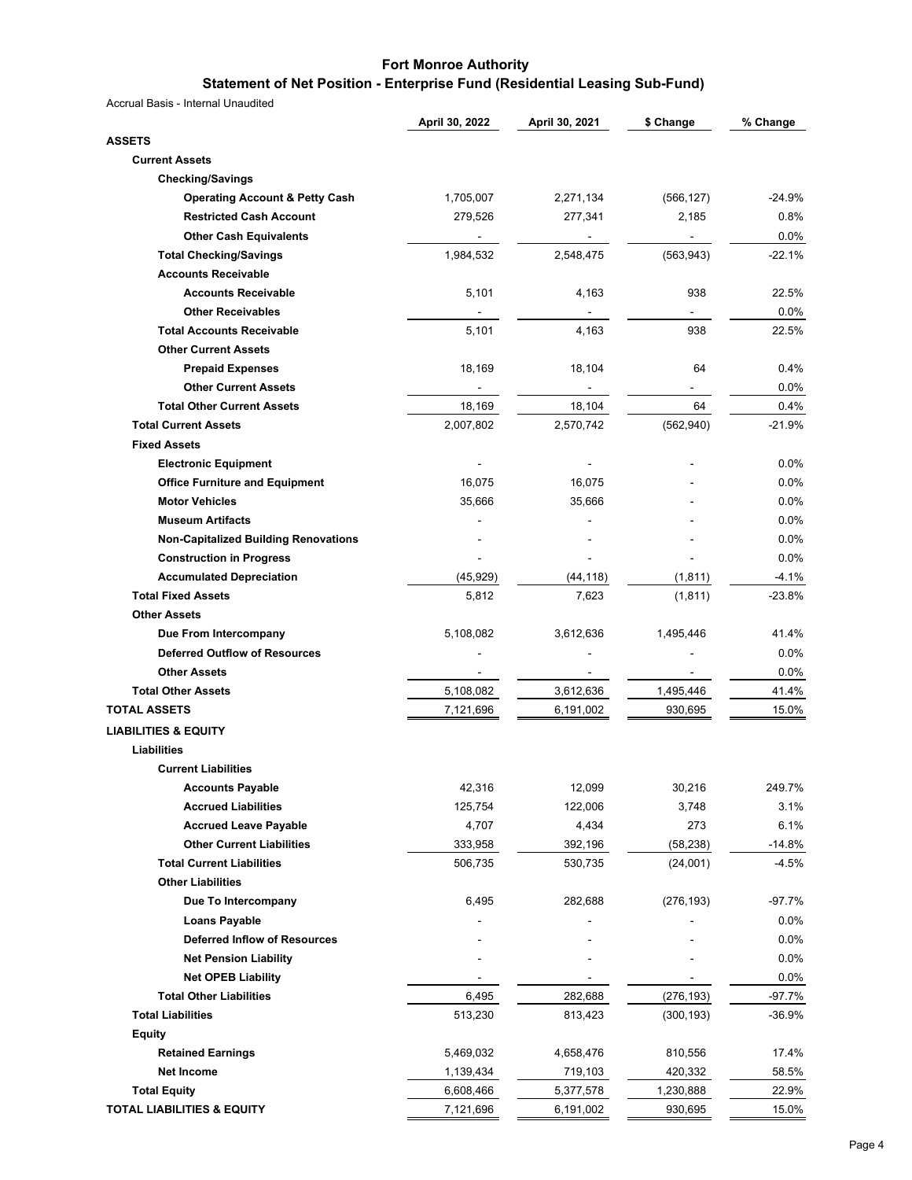# Fort Monroe Authority

## Statement of Net Position - Enterprise Fund (Residential Leasing Sub-Fund)

Accrual Basis - Internal Unaudited

| | April 30, 2022 | April 30, 2021 | $ Change | % Change |
|---|---|---|---|---|
| **ASSETS** | | | | |
| **Current Assets** | | | | |
| **Checking/Savings** | | | | |
| **Operating Account & Petty Cash** | 1,705,007 | 2,271,134 | (566,127) | -24.9% |
| **Restricted Cash Account** | 279,526 | 277,341 | 2,185 | 0.8% |
| **Other Cash Equivalents** | - | - | - | 0.0% |
| **Total Checking/Savings** | 1,984,532 | 2,548,475 | (563,943) | -22.1% |
| **Accounts Receivable** | | | | |
| **Accounts Receivable** | 5,101 | 4,163 | 938 | 22.5% |
| **Other Receivables** | - | - | - | 0.0% |
| **Total Accounts Receivable** | 5,101 | 4,163 | 938 | 22.5% |
| **Other Current Assets** | | | | |
| **Prepaid Expenses** | 18,169 | 18,104 | 64 | 0.4% |
| **Other Current Assets** | - | - | - | 0.0% |
| **Total Other Current Assets** | 18,169 | 18,104 | 64 | 0.4% |
| **Total Current Assets** | 2,007,802 | 2,570,742 | (562,940) | -21.9% |
| **Fixed Assets** | | | | |
| **Electronic Equipment** | - | - | - | 0.0% |
| **Office Furniture and Equipment** | 16,075 | 16,075 | - | 0.0% |
| **Motor Vehicles** | 35,666 | 35,666 | - | 0.0% |
| **Museum Artifacts** | - | - | - | 0.0% |
| **Non-Capitalized Building Renovations** | - | - | - | 0.0% |
| **Construction in Progress** | - | - | - | 0.0% |
| **Accumulated Depreciation** | (45,929) | (44,118) | (1,811) | -4.1% |
| **Total Fixed Assets** | 5,812 | 7,623 | (1,811) | -23.8% |
| **Other Assets** | | | | |
| **Due From Intercompany** | 5,108,082 | 3,612,636 | 1,495,446 | 41.4% |
| **Deferred Outflow of Resources** | - | - | - | 0.0% |
| **Other Assets** | - | - | - | 0.0% |
| **Total Other Assets** | 5,108,082 | 3,612,636 | 1,495,446 | 41.4% |
| **TOTAL ASSETS** | 7,121,696 | 6,191,002 | 930,695 | 15.0% |
| **LIABILITIES & EQUITY** | | | | |
| **Liabilities** | | | | |
| **Current Liabilities** | | | | |
| **Accounts Payable** | 42,316 | 12,099 | 30,216 | 249.7% |
| **Accrued Liabilities** | 125,754 | 122,006 | 3,748 | 3.1% |
| **Accrued Leave Payable** | 4,707 | 4,434 | 273 | 6.1% |
| **Other Current Liabilities** | 333,958 | 392,196 | (58,238) | -14.8% |
| **Total Current Liabilities** | 506,735 | 530,735 | (24,001) | -4.5% |
| **Other Liabilities** | | | | |
| **Due To Intercompany** | 6,495 | 282,688 | (276,193) | -97.7% |
| **Loans Payable** | - | - | - | 0.0% |
| **Deferred Inflow of Resources** | - | - | - | 0.0% |
| **Net Pension Liability** | - | - | - | 0.0% |
| **Net OPEB Liability** | - | - | - | 0.0% |
| **Total Other Liabilities** | 6,495 | 282,688 | (276,193) | -97.7% |
| **Total Liabilities** | 513,230 | 813,423 | (300,193) | -36.9% |
| **Equity** | | | | |
| **Retained Earnings** | 5,469,032 | 4,658,476 | 810,556 | 17.4% |
| **Net Income** | 1,139,434 | 719,103 | 420,332 | 58.5% |
| **Total Equity** | 6,608,466 | 5,377,578 | 1,230,888 | 22.9% |
| **TOTAL LIABILITIES & EQUITY** | 7,121,696 | 6,191,002 | 930,695 | 15.0% |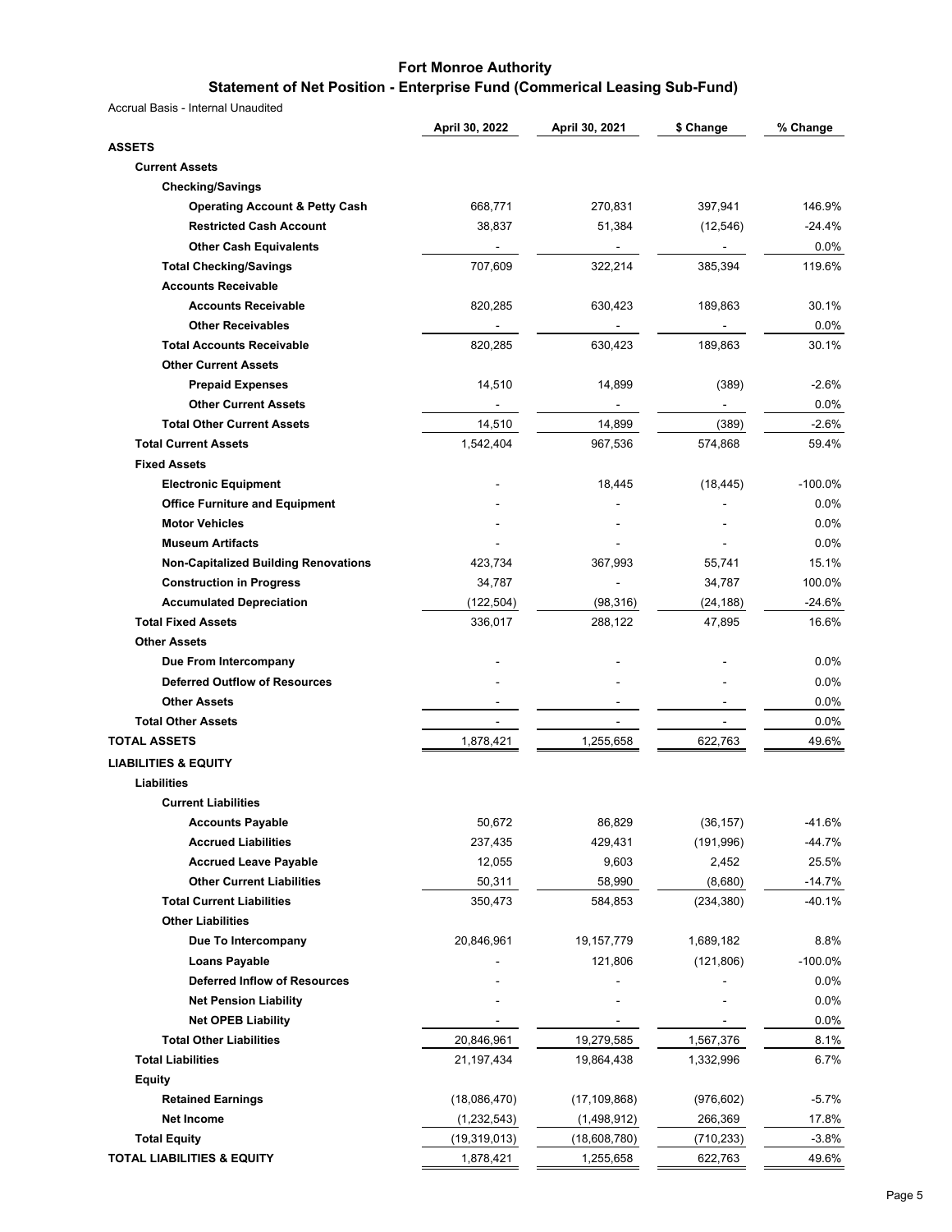# Fort Monroe Authority

## Statement of Net Position - Enterprise Fund (Commerical Leasing Sub-Fund)

Accrual Basis - Internal Unaudited

| | April 30, 2022 | April 30, 2021 | $ Change | % Change |
|---|---|---|---|---|
| **ASSETS** | | | | |
| **Current Assets** | | | | |
| **Checking/Savings** | | | | |
| **Operating Account & Petty Cash** | 668,771 | 270,831 | 397,941 | 146.9% |
| **Restricted Cash Account** | 38,837 | 51,384 | (12,546) | -24.4% |
| **Other Cash Equivalents** | - | - | - | 0.0% |
| **Total Checking/Savings** | 707,609 | 322,214 | 385,394 | 119.6% |
| **Accounts Receivable** | | | | |
| **Accounts Receivable** | 820,285 | 630,423 | 189,863 | 30.1% |
| **Other Receivables** | - | - | - | 0.0% |
| **Total Accounts Receivable** | 820,285 | 630,423 | 189,863 | 30.1% |
| **Other Current Assets** | | | | |
| **Prepaid Expenses** | 14,510 | 14,899 | (389) | -2.6% |
| **Other Current Assets** | - | - | - | 0.0% |
| **Total Other Current Assets** | 14,510 | 14,899 | (389) | -2.6% |
| **Total Current Assets** | 1,542,404 | 967,536 | 574,868 | 59.4% |
| **Fixed Assets** | | | | |
| **Electronic Equipment** | - | 18,445 | (18,445) | -100.0% |
| **Office Furniture and Equipment** | - | - | - | 0.0% |
| **Motor Vehicles** | - | - | - | 0.0% |
| **Museum Artifacts** | - | - | - | 0.0% |
| **Non-Capitalized Building Renovations** | 423,734 | 367,993 | 55,741 | 15.1% |
| **Construction in Progress** | 34,787 | - | 34,787 | 100.0% |
| **Accumulated Depreciation** | (122,504) | (98,316) | (24,188) | -24.6% |
| **Total Fixed Assets** | 336,017 | 288,122 | 47,895 | 16.6% |
| **Other Assets** | | | | |
| **Due From Intercompany** | - | - | - | 0.0% |
| **Deferred Outflow of Resources** | - | - | - | 0.0% |
| **Other Assets** | - | - | - | 0.0% |
| **Total Other Assets** | - | - | - | 0.0% |
| **TOTAL ASSETS** | 1,878,421 | 1,255,658 | 622,763 | 49.6% |
| **LIABILITIES & EQUITY** | | | | |
| **Liabilities** | | | | |
| **Current Liabilities** | | | | |
| **Accounts Payable** | 50,672 | 86,829 | (36,157) | -41.6% |
| **Accrued Liabilities** | 237,435 | 429,431 | (191,996) | -44.7% |
| **Accrued Leave Payable** | 12,055 | 9,603 | 2,452 | 25.5% |
| **Other Current Liabilities** | 50,311 | 58,990 | (8,680) | -14.7% |
| **Total Current Liabilities** | 350,473 | 584,853 | (234,380) | -40.1% |
| **Other Liabilities** | | | | |
| **Due To Intercompany** | 20,846,961 | 19,157,779 | 1,689,182 | 8.8% |
| **Loans Payable** | - | 121,806 | (121,806) | -100.0% |
| **Deferred Inflow of Resources** | - | - | - | 0.0% |
| **Net Pension Liability** | - | - | - | 0.0% |
| **Net OPEB Liability** | - | - | - | 0.0% |
| **Total Other Liabilities** | 20,846,961 | 19,279,585 | 1,567,376 | 8.1% |
| **Total Liabilities** | 21,197,434 | 19,864,438 | 1,332,996 | 6.7% |
| **Equity** | | | | |
| **Retained Earnings** | (18,086,470) | (17,109,868) | (976,602) | -5.7% |
| **Net Income** | (1,232,543) | (1,498,912) | 266,369 | 17.8% |
| **Total Equity** | (19,319,013) | (18,608,780) | (710,233) | -3.8% |
| **TOTAL LIABILITIES & EQUITY** | 1,878,421 | 1,255,658 | 622,763 | 49.6% |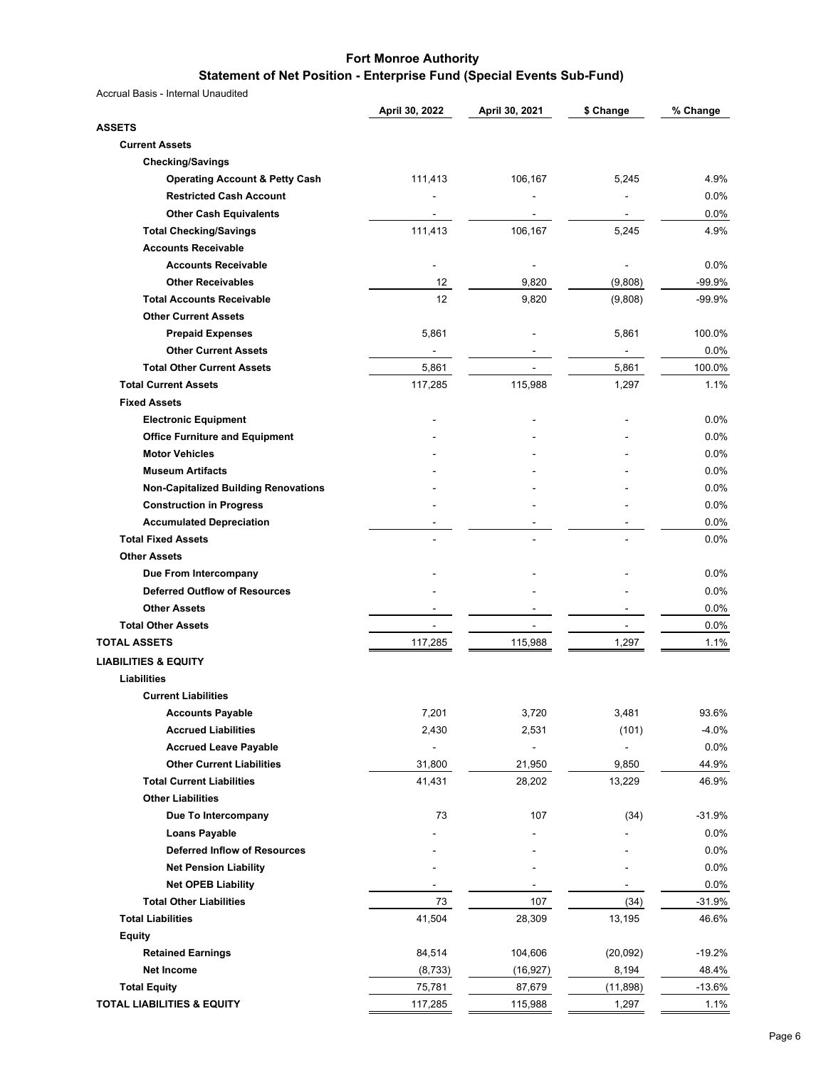# Fort Monroe Authority

## Statement of Net Position - Enterprise Fund (Special Events Sub-Fund)

Accrual Basis - Internal Unaudited

| | April 30, 2022 | April 30, 2021 | $ Change | % Change |
|---|---|---|---|---|
| **ASSETS** | | | | |
| **Current Assets** | | | | |
| **Checking/Savings** | | | | |
| **Operating Account & Petty Cash** | 111,413 | 106,167 | 5,245 | 4.9% |
| **Restricted Cash Account** | - | - | - | 0.0% |
| **Other Cash Equivalents** | - | - | - | 0.0% |
| **Total Checking/Savings** | 111,413 | 106,167 | 5,245 | 4.9% |
| **Accounts Receivable** | | | | |
| **Accounts Receivable** | - | - | - | 0.0% |
| **Other Receivables** | 12 | 9,820 | (9,808) | -99.9% |
| **Total Accounts Receivable** | 12 | 9,820 | (9,808) | -99.9% |
| **Other Current Assets** | | | | |
| **Prepaid Expenses** | 5,861 | - | 5,861 | 100.0% |
| **Other Current Assets** | - | - | - | 0.0% |
| **Total Other Current Assets** | 5,861 | - | 5,861 | 100.0% |
| **Total Current Assets** | 117,285 | 115,988 | 1,297 | 1.1% |
| **Fixed Assets** | | | | |
| **Electronic Equipment** | - | - | - | 0.0% |
| **Office Furniture and Equipment** | - | - | - | 0.0% |
| **Motor Vehicles** | - | - | - | 0.0% |
| **Museum Artifacts** | - | - | - | 0.0% |
| **Non-Capitalized Building Renovations** | - | - | - | 0.0% |
| **Construction in Progress** | - | - | - | 0.0% |
| **Accumulated Depreciation** | - | - | - | 0.0% |
| **Total Fixed Assets** | - | - | - | 0.0% |
| **Other Assets** | | | | |
| **Due From Intercompany** | - | - | - | 0.0% |
| **Deferred Outflow of Resources** | - | - | - | 0.0% |
| **Other Assets** | - | - | - | 0.0% |
| **Total Other Assets** | - | - | - | 0.0% |
| **TOTAL ASSETS** | 117,285 | 115,988 | 1,297 | 1.1% |
| **LIABILITIES & EQUITY** | | | | |
| **Liabilities** | | | | |
| **Current Liabilities** | | | | |
| **Accounts Payable** | 7,201 | 3,720 | 3,481 | 93.6% |
| **Accrued Liabilities** | 2,430 | 2,531 | (101) | -4.0% |
| **Accrued Leave Payable** | - | - | - | 0.0% |
| **Other Current Liabilities** | 31,800 | 21,950 | 9,850 | 44.9% |
| **Total Current Liabilities** | 41,431 | 28,202 | 13,229 | 46.9% |
| **Other Liabilities** | | | | |
| **Due To Intercompany** | 73 | 107 | (34) | -31.9% |
| **Loans Payable** | - | - | - | 0.0% |
| **Deferred Inflow of Resources** | - | - | - | 0.0% |
| **Net Pension Liability** | - | - | - | 0.0% |
| **Net OPEB Liability** | - | - | - | 0.0% |
| **Total Other Liabilities** | 73 | 107 | (34) | -31.9% |
| **Total Liabilities** | 41,504 | 28,309 | 13,195 | 46.6% |
| **Equity** | | | | |
| **Retained Earnings** | 84,514 | 104,606 | (20,092) | -19.2% |
| **Net Income** | (8,733) | (16,927) | 8,194 | 48.4% |
| **Total Equity** | 75,781 | 87,679 | (11,898) | -13.6% |
| **TOTAL LIABILITIES & EQUITY** | 117,285 | 115,988 | 1,297 | 1.1% |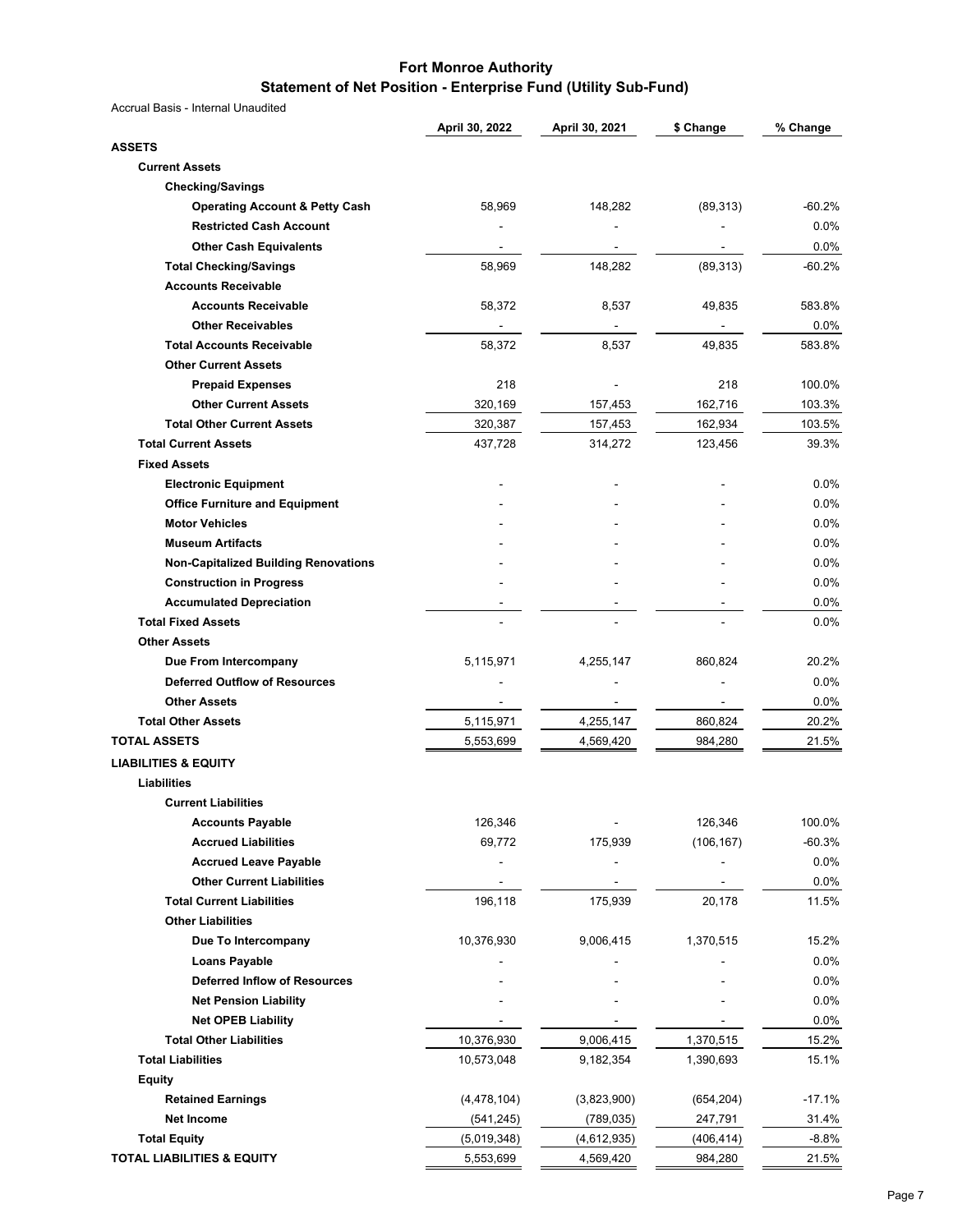# Fort Monroe Authority

## Statement of Net Position - Enterprise Fund (Utility Sub-Fund)

Accrual Basis - Internal Unaudited

| | April 30, 2022 | April 30, 2021 | $ Change | % Change |
|---|---|---|---|---|
| **ASSETS** | | | | |
| **Current Assets** | | | | |
| **Checking/Savings** | | | | |
| **Operating Account & Petty Cash** | 58,969 | 148,282 | (89,313) | -60.2% |
| **Restricted Cash Account** | - | - | - | 0.0% |
| **Other Cash Equivalents** | - | - | - | 0.0% |
| **Total Checking/Savings** | 58,969 | 148,282 | (89,313) | -60.2% |
| **Accounts Receivable** | | | | |
| **Accounts Receivable** | 58,372 | 8,537 | 49,835 | 583.8% |
| **Other Receivables** | - | - | - | 0.0% |
| **Total Accounts Receivable** | 58,372 | 8,537 | 49,835 | 583.8% |
| **Other Current Assets** | | | | |
| **Prepaid Expenses** | 218 | - | 218 | 100.0% |
| **Other Current Assets** | 320,169 | 157,453 | 162,716 | 103.3% |
| **Total Other Current Assets** | 320,387 | 157,453 | 162,934 | 103.5% |
| **Total Current Assets** | 437,728 | 314,272 | 123,456 | 39.3% |
| **Fixed Assets** | | | | |
| **Electronic Equipment** | - | - | - | 0.0% |
| **Office Furniture and Equipment** | - | - | - | 0.0% |
| **Motor Vehicles** | - | - | - | 0.0% |
| **Museum Artifacts** | - | - | - | 0.0% |
| **Non-Capitalized Building Renovations** | - | - | - | 0.0% |
| **Construction in Progress** | - | - | - | 0.0% |
| **Accumulated Depreciation** | - | - | - | 0.0% |
| **Total Fixed Assets** | - | - | - | 0.0% |
| **Other Assets** | | | | |
| **Due From Intercompany** | 5,115,971 | 4,255,147 | 860,824 | 20.2% |
| **Deferred Outflow of Resources** | - | - | - | 0.0% |
| **Other Assets** | - | - | - | 0.0% |
| **Total Other Assets** | 5,115,971 | 4,255,147 | 860,824 | 20.2% |
| **TOTAL ASSETS** | 5,553,699 | 4,569,420 | 984,280 | 21.5% |
| **LIABILITIES & EQUITY** | | | | |
| **Liabilities** | | | | |
| **Current Liabilities** | | | | |
| **Accounts Payable** | 126,346 | - | 126,346 | 100.0% |
| **Accrued Liabilities** | 69,772 | 175,939 | (106,167) | -60.3% |
| **Accrued Leave Payable** | - | - | - | 0.0% |
| **Other Current Liabilities** | - | - | - | 0.0% |
| **Total Current Liabilities** | 196,118 | 175,939 | 20,178 | 11.5% |
| **Other Liabilities** | | | | |
| **Due To Intercompany** | 10,376,930 | 9,006,415 | 1,370,515 | 15.2% |
| **Loans Payable** | - | - | - | 0.0% |
| **Deferred Inflow of Resources** | - | - | - | 0.0% |
| **Net Pension Liability** | - | - | - | 0.0% |
| **Net OPEB Liability** | - | - | - | 0.0% |
| **Total Other Liabilities** | 10,376,930 | 9,006,415 | 1,370,515 | 15.2% |
| **Total Liabilities** | 10,573,048 | 9,182,354 | 1,390,693 | 15.1% |
| **Equity** | | | | |
| **Retained Earnings** | (4,478,104) | (3,823,900) | (654,204) | -17.1% |
| **Net Income** | (541,245) | (789,035) | 247,791 | 31.4% |
| **Total Equity** | (5,019,348) | (4,612,935) | (406,414) | -8.8% |
| **TOTAL LIABILITIES & EQUITY** | 5,553,699 | 4,569,420 | 984,280 | 21.5% |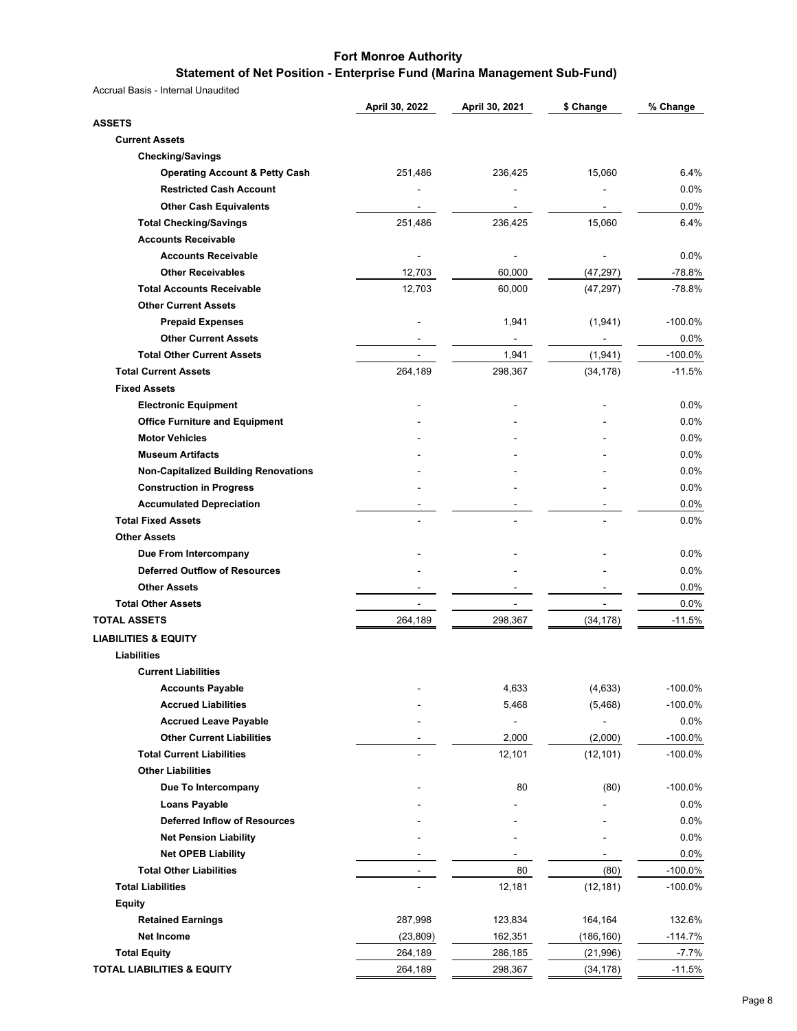# Fort Monroe Authority

## Statement of Net Position - Enterprise Fund (Marina Management Sub-Fund)

Accrual Basis - Internal Unaudited

| | April 30, 2022 | April 30, 2021 | $ Change | % Change |
|---|---|---|---|---|
| **ASSETS** | | | | |
| **Current Assets** | | | | |
| **Checking/Savings** | | | | |
| **Operating Account & Petty Cash** | 251,486 | 236,425 | 15,060 | 6.4% |
| **Restricted Cash Account** | - | - | - | 0.0% |
| **Other Cash Equivalents** | - | - | - | 0.0% |
| **Total Checking/Savings** | 251,486 | 236,425 | 15,060 | 6.4% |
| **Accounts Receivable** | | | | |
| **Accounts Receivable** | - | - | - | 0.0% |
| **Other Receivables** | 12,703 | 60,000 | (47,297) | -78.8% |
| **Total Accounts Receivable** | 12,703 | 60,000 | (47,297) | -78.8% |
| **Other Current Assets** | | | | |
| **Prepaid Expenses** | - | 1,941 | (1,941) | -100.0% |
| **Other Current Assets** | - | - | - | 0.0% |
| **Total Other Current Assets** | - | 1,941 | (1,941) | -100.0% |
| **Total Current Assets** | 264,189 | 298,367 | (34,178) | -11.5% |
| **Fixed Assets** | | | | |
| **Electronic Equipment** | - | - | - | 0.0% |
| **Office Furniture and Equipment** | - | - | - | 0.0% |
| **Motor Vehicles** | - | - | - | 0.0% |
| **Museum Artifacts** | - | - | - | 0.0% |
| **Non-Capitalized Building Renovations** | - | - | - | 0.0% |
| **Construction in Progress** | - | - | - | 0.0% |
| **Accumulated Depreciation** | - | - | - | 0.0% |
| **Total Fixed Assets** | - | - | - | 0.0% |
| **Other Assets** | | | | |
| **Due From Intercompany** | - | - | - | 0.0% |
| **Deferred Outflow of Resources** | - | - | - | 0.0% |
| **Other Assets** | - | - | - | 0.0% |
| **Total Other Assets** | - | - | - | 0.0% |
| **TOTAL ASSETS** | 264,189 | 298,367 | (34,178) | -11.5% |
| **LIABILITIES & EQUITY** | | | | |
| **Liabilities** | | | | |
| **Current Liabilities** | | | | |
| **Accounts Payable** | - | 4,633 | (4,633) | -100.0% |
| **Accrued Liabilities** | - | 5,468 | (5,468) | -100.0% |
| **Accrued Leave Payable** | - | - | - | 0.0% |
| **Other Current Liabilities** | - | 2,000 | (2,000) | -100.0% |
| **Total Current Liabilities** | - | 12,101 | (12,101) | -100.0% |
| **Other Liabilities** | | | | |
| **Due To Intercompany** | - | 80 | (80) | -100.0% |
| **Loans Payable** | - | - | - | 0.0% |
| **Deferred Inflow of Resources** | - | - | - | 0.0% |
| **Net Pension Liability** | - | - | - | 0.0% |
| **Net OPEB Liability** | - | - | - | 0.0% |
| **Total Other Liabilities** | - | 80 | (80) | -100.0% |
| **Total Liabilities** | - | 12,181 | (12,181) | -100.0% |
| **Equity** | | | | |
| **Retained Earnings** | 287,998 | 123,834 | 164,164 | 132.6% |
| **Net Income** | (23,809) | 162,351 | (186,160) | -114.7% |
| **Total Equity** | 264,189 | 286,185 | (21,996) | -7.7% |
| **TOTAL LIABILITIES & EQUITY** | 264,189 | 298,367 | (34,178) | -11.5% |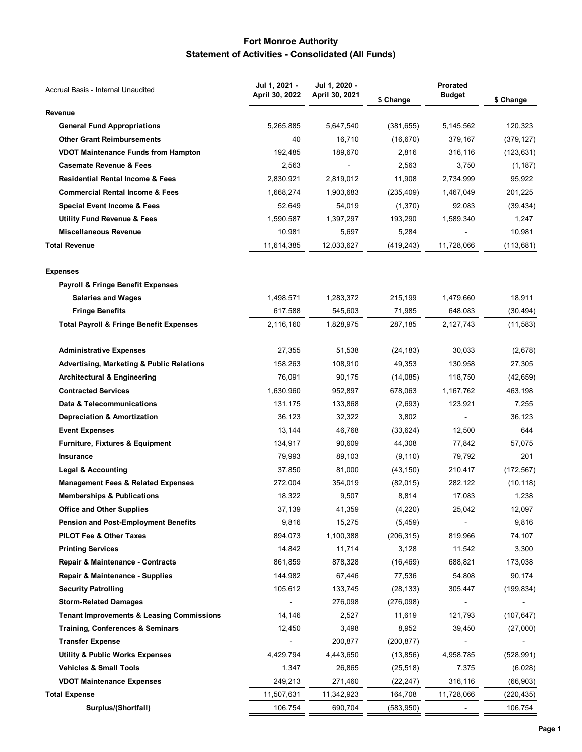# Fort Monroe Authority
## Statement of Activities - Consolidated (All Funds)

| Accrual Basis - Internal Unaudited | Jul 1, 2021 - April 30, 2022 | Jul 1, 2020 - April 30, 2021 | $ Change | Prorated Budget | $ Change |
|---|---|---|---|---|---|
| **Revenue** | | | | | |
| **General Fund Appropriations** | 5,265,885 | 5,647,540 | (381,655) | 5,145,562 | 120,323 |
| **Other Grant Reimbursements** | 40 | 16,710 | (16,670) | 379,167 | (379,127) |
| **VDOT Maintenance Funds from Hampton** | 192,485 | 189,670 | 2,816 | 316,116 | (123,631) |
| **Casemate Revenue & Fees** | 2,563 | - | 2,563 | 3,750 | (1,187) |
| **Residential Rental Income & Fees** | 2,830,921 | 2,819,012 | 11,908 | 2,734,999 | 95,922 |
| **Commercial Rental Income & Fees** | 1,668,274 | 1,903,683 | (235,409) | 1,467,049 | 201,225 |
| **Special Event Income & Fees** | 52,649 | 54,019 | (1,370) | 92,083 | (39,434) |
| **Utility Fund Revenue & Fees** | 1,590,587 | 1,397,297 | 193,290 | 1,589,340 | 1,247 |
| **Miscellaneous Revenue** | 10,981 | 5,697 | 5,284 | - | 10,981 |
| **Total Revenue** | 11,614,385 | 12,033,627 | (419,243) | 11,728,066 | (113,681) |
| **Expenses** | | | | | |
| **Payroll & Fringe Benefit Expenses** | | | | | |
| **Salaries and Wages** | 1,498,571 | 1,283,372 | 215,199 | 1,479,660 | 18,911 |
| **Fringe Benefits** | 617,588 | 545,603 | 71,985 | 648,083 | (30,494) |
| **Total Payroll & Fringe Benefit Expenses** | 2,116,160 | 1,828,975 | 287,185 | 2,127,743 | (11,583) |
| **Administrative Expenses** | 27,355 | 51,538 | (24,183) | 30,033 | (2,678) |
| **Advertising, Marketing & Public Relations** | 158,263 | 108,910 | 49,353 | 130,958 | 27,305 |
| **Architectural & Engineering** | 76,091 | 90,175 | (14,085) | 118,750 | (42,659) |
| **Contracted Services** | 1,630,960 | 952,897 | 678,063 | 1,167,762 | 463,198 |
| **Data & Telecommunications** | 131,175 | 133,868 | (2,693) | 123,921 | 7,255 |
| **Depreciation & Amortization** | 36,123 | 32,322 | 3,802 | - | 36,123 |
| **Event Expenses** | 13,144 | 46,768 | (33,624) | 12,500 | 644 |
| **Furniture, Fixtures & Equipment** | 134,917 | 90,609 | 44,308 | 77,842 | 57,075 |
| **Insurance** | 79,993 | 89,103 | (9,110) | 79,792 | 201 |
| **Legal & Accounting** | 37,850 | 81,000 | (43,150) | 210,417 | (172,567) |
| **Management Fees & Related Expenses** | 272,004 | 354,019 | (82,015) | 282,122 | (10,118) |
| **Memberships & Publications** | 18,322 | 9,507 | 8,814 | 17,083 | 1,238 |
| **Office and Other Supplies** | 37,139 | 41,359 | (4,220) | 25,042 | 12,097 |
| **Pension and Post-Employment Benefits** | 9,816 | 15,275 | (5,459) | - | 9,816 |
| **PILOT Fee & Other Taxes** | 894,073 | 1,100,388 | (206,315) | 819,966 | 74,107 |
| **Printing Services** | 14,842 | 11,714 | 3,128 | 11,542 | 3,300 |
| **Repair & Maintenance - Contracts** | 861,859 | 878,328 | (16,469) | 688,821 | 173,038 |
| **Repair & Maintenance - Supplies** | 144,982 | 67,446 | 77,536 | 54,808 | 90,174 |
| **Security Patrolling** | 105,612 | 133,745 | (28,133) | 305,447 | (199,834) |
| **Storm-Related Damages** | - | 276,098 | (276,098) | - | - |
| **Tenant Improvements & Leasing Commissions** | 14,146 | 2,527 | 11,619 | 121,793 | (107,647) |
| **Training, Conferences & Seminars** | 12,450 | 3,498 | 8,952 | 39,450 | (27,000) |
| **Transfer Expense** | - | 200,877 | (200,877) | - | - |
| **Utility & Public Works Expenses** | 4,429,794 | 4,443,650 | (13,856) | 4,958,785 | (528,991) |
| **Vehicles & Small Tools** | 1,347 | 26,865 | (25,518) | 7,375 | (6,028) |
| **VDOT Maintenance Expenses** | 249,213 | 271,460 | (22,247) | 316,116 | (66,903) |
| **Total Expense** | 11,507,631 | 11,342,923 | 164,708 | 11,728,066 | (220,435) |
| **Surplus/(Shortfall)** | 106,754 | 690,704 | (583,950) | - | 106,754 |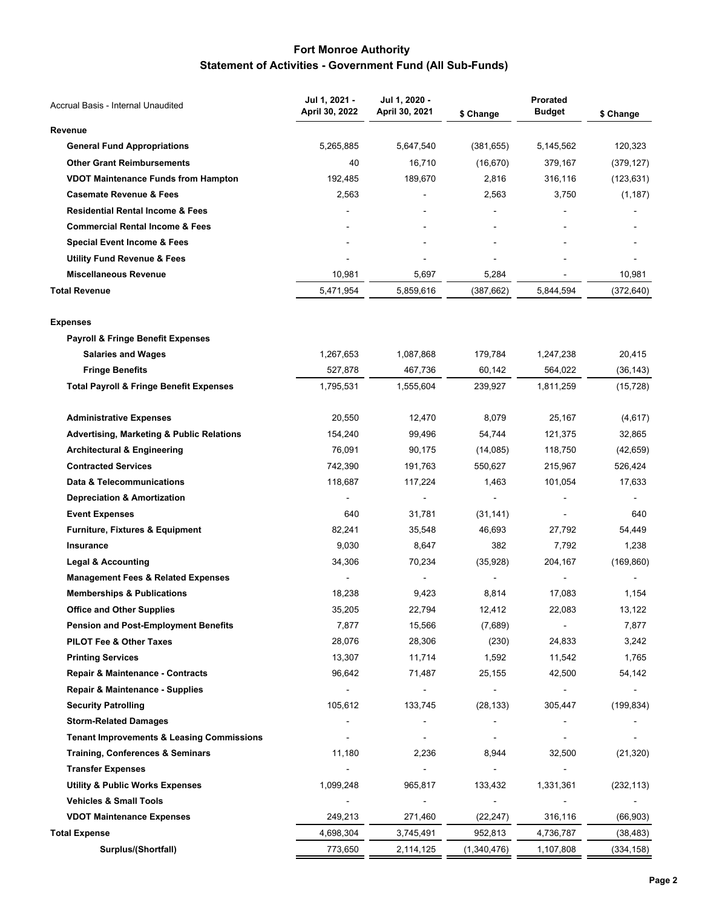# Fort Monroe Authority
## Statement of Activities - Government Fund (All Sub-Funds)

| Accrual Basis - Internal Unaudited | Jul 1, 2021 - April 30, 2022 | Jul 1, 2020 - April 30, 2021 | $ Change | Prorated Budget | $ Change |
|---|---|---|---|---|---|
| **Revenue** | | | | | |
| **General Fund Appropriations** | 5,265,885 | 5,647,540 | (381,655) | 5,145,562 | 120,323 |
| **Other Grant Reimbursements** | 40 | 16,710 | (16,670) | 379,167 | (379,127) |
| **VDOT Maintenance Funds from Hampton** | 192,485 | 189,670 | 2,816 | 316,116 | (123,631) |
| **Casemate Revenue & Fees** | 2,563 | - | 2,563 | 3,750 | (1,187) |
| **Residential Rental Income & Fees** | - | - | - | - | - |
| **Commercial Rental Income & Fees** | - | - | - | - | - |
| **Special Event Income & Fees** | - | - | - | - | - |
| **Utility Fund Revenue & Fees** | - | - | - | - | - |
| **Miscellaneous Revenue** | 10,981 | 5,697 | 5,284 | - | 10,981 |
| **Total Revenue** | 5,471,954 | 5,859,616 | (387,662) | 5,844,594 | (372,640) |
| **Expenses** | | | | | |
| **Payroll & Fringe Benefit Expenses** | | | | | |
| **Salaries and Wages** | 1,267,653 | 1,087,868 | 179,784 | 1,247,238 | 20,415 |
| **Fringe Benefits** | 527,878 | 467,736 | 60,142 | 564,022 | (36,143) |
| **Total Payroll & Fringe Benefit Expenses** | 1,795,531 | 1,555,604 | 239,927 | 1,811,259 | (15,728) |
| **Administrative Expenses** | 20,550 | 12,470 | 8,079 | 25,167 | (4,617) |
| **Advertising, Marketing & Public Relations** | 154,240 | 99,496 | 54,744 | 121,375 | 32,865 |
| **Architectural & Engineering** | 76,091 | 90,175 | (14,085) | 118,750 | (42,659) |
| **Contracted Services** | 742,390 | 191,763 | 550,627 | 215,967 | 526,424 |
| **Data & Telecommunications** | 118,687 | 117,224 | 1,463 | 101,054 | 17,633 |
| **Depreciation & Amortization** | - | - | - | - | - |
| **Event Expenses** | 640 | 31,781 | (31,141) | - | 640 |
| **Furniture, Fixtures & Equipment** | 82,241 | 35,548 | 46,693 | 27,792 | 54,449 |
| **Insurance** | 9,030 | 8,647 | 382 | 7,792 | 1,238 |
| **Legal & Accounting** | 34,306 | 70,234 | (35,928) | 204,167 | (169,860) |
| **Management Fees & Related Expenses** | - | - | - | - | - |
| **Memberships & Publications** | 18,238 | 9,423 | 8,814 | 17,083 | 1,154 |
| **Office and Other Supplies** | 35,205 | 22,794 | 12,412 | 22,083 | 13,122 |
| **Pension and Post-Employment Benefits** | 7,877 | 15,566 | (7,689) | - | 7,877 |
| **PILOT Fee & Other Taxes** | 28,076 | 28,306 | (230) | 24,833 | 3,242 |
| **Printing Services** | 13,307 | 11,714 | 1,592 | 11,542 | 1,765 |
| **Repair & Maintenance - Contracts** | 96,642 | 71,487 | 25,155 | 42,500 | 54,142 |
| **Repair & Maintenance - Supplies** | - | - | - | - | - |
| **Security Patrolling** | 105,612 | 133,745 | (28,133) | 305,447 | (199,834) |
| **Storm-Related Damages** | - | - | - | - | - |
| **Tenant Improvements & Leasing Commissions** | - | - | - | - | - |
| **Training, Conferences & Seminars** | 11,180 | 2,236 | 8,944 | 32,500 | (21,320) |
| **Transfer Expenses** | - | - | - | - | |
| **Utility & Public Works Expenses** | 1,099,248 | 965,817 | 133,432 | 1,331,361 | (232,113) |
| **Vehicles & Small Tools** | - | - | - | - | - |
| **VDOT Maintenance Expenses** | 249,213 | 271,460 | (22,247) | 316,116 | (66,903) |
| **Total Expense** | 4,698,304 | 3,745,491 | 952,813 | 4,736,787 | (38,483) |
| **Surplus/(Shortfall)** | 773,650 | 2,114,125 | (1,340,476) | 1,107,808 | (334,158) |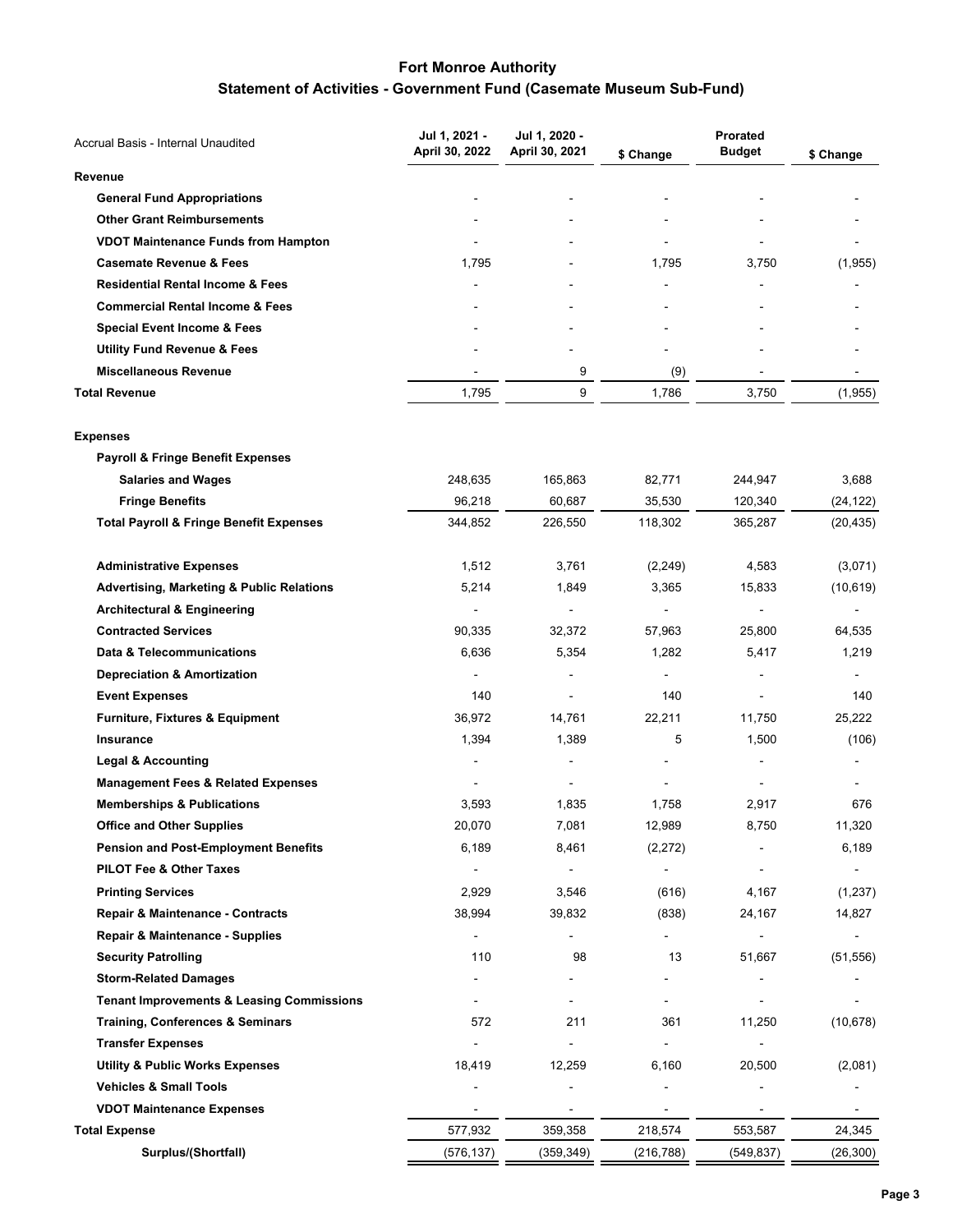# Fort Monroe Authority

## Statement of Activities - Government Fund (Casemate Museum Sub-Fund)

| Accrual Basis - Internal Unaudited | Jul 1, 2021 - April 30, 2022 | Jul 1, 2020 - April 30, 2021 | $ Change | Prorated Budget | $ Change |
|---|---|---|---|---|---|
| **Revenue** | | | | | |
| **General Fund Appropriations** | - | - | - | - | - |
| **Other Grant Reimbursements** | - | - | - | - | - |
| **VDOT Maintenance Funds from Hampton** | - | - | - | - | - |
| **Casemate Revenue & Fees** | 1,795 | - | 1,795 | 3,750 | (1,955) |
| **Residential Rental Income & Fees** | - | - | - | - | - |
| **Commercial Rental Income & Fees** | - | - | - | - | - |
| **Special Event Income & Fees** | - | - | - | - | - |
| **Utility Fund Revenue & Fees** | - | - | - | - | - |
| **Miscellaneous Revenue** | - | 9 | (9) | - | - |
| **Total Revenue** | 1,795 | 9 | 1,786 | 3,750 | (1,955) |
| | | | | | |
| **Expenses** | | | | | |
| **Payroll & Fringe Benefit Expenses** | | | | | |
| **Salaries and Wages** | 248,635 | 165,863 | 82,771 | 244,947 | 3,688 |
| **Fringe Benefits** | 96,218 | 60,687 | 35,530 | 120,340 | (24,122) |
| **Total Payroll & Fringe Benefit Expenses** | 344,852 | 226,550 | 118,302 | 365,287 | (20,435) |
| | | | | | |
| **Administrative Expenses** | 1,512 | 3,761 | (2,249) | 4,583 | (3,071) |
| **Advertising, Marketing & Public Relations** | 5,214 | 1,849 | 3,365 | 15,833 | (10,619) |
| **Architectural & Engineering** | - | - | - | - | - |
| **Contracted Services** | 90,335 | 32,372 | 57,963 | 25,800 | 64,535 |
| **Data & Telecommunications** | 6,636 | 5,354 | 1,282 | 5,417 | 1,219 |
| **Depreciation & Amortization** | - | - | - | - | - |
| **Event Expenses** | 140 | - | 140 | - | 140 |
| **Furniture, Fixtures & Equipment** | 36,972 | 14,761 | 22,211 | 11,750 | 25,222 |
| **Insurance** | 1,394 | 1,389 | 5 | 1,500 | (106) |
| **Legal & Accounting** | - | - | - | - | - |
| **Management Fees & Related Expenses** | - | - | - | - | - |
| **Memberships & Publications** | 3,593 | 1,835 | 1,758 | 2,917 | 676 |
| **Office and Other Supplies** | 20,070 | 7,081 | 12,989 | 8,750 | 11,320 |
| **Pension and Post-Employment Benefits** | 6,189 | 8,461 | (2,272) | - | 6,189 |
| **PILOT Fee & Other Taxes** | - | - | - | - | - |
| **Printing Services** | 2,929 | 3,546 | (616) | 4,167 | (1,237) |
| **Repair & Maintenance - Contracts** | 38,994 | 39,832 | (838) | 24,167 | 14,827 |
| **Repair & Maintenance - Supplies** | - | - | - | - | - |
| **Security Patrolling** | 110 | 98 | 13 | 51,667 | (51,556) |
| **Storm-Related Damages** | - | - | - | - | - |
| **Tenant Improvements & Leasing Commissions** | - | - | - | - | - |
| **Training, Conferences & Seminars** | 572 | 211 | 361 | 11,250 | (10,678) |
| **Transfer Expenses** | - | - | - | - | |
| **Utility & Public Works Expenses** | 18,419 | 12,259 | 6,160 | 20,500 | (2,081) |
| **Vehicles & Small Tools** | - | - | - | - | - |
| **VDOT Maintenance Expenses** | - | - | - | - | - |
| **Total Expense** | 577,932 | 359,358 | 218,574 | 553,587 | 24,345 |
| **Surplus/(Shortfall)** | (576,137) | (359,349) | (216,788) | (549,837) | (26,300) |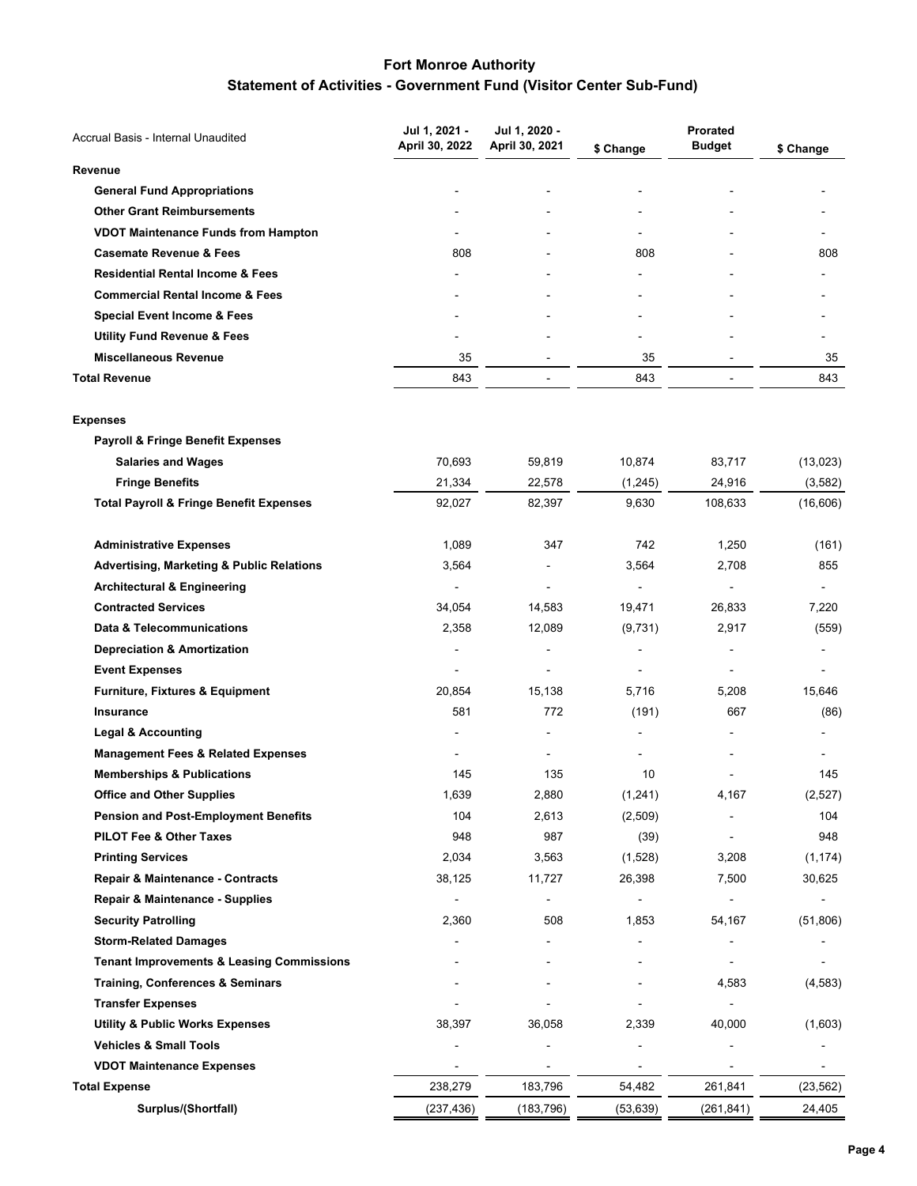# Fort Monroe Authority

## Statement of Activities - Government Fund (Visitor Center Sub-Fund)

| Accrual Basis - Internal Unaudited | Jul 1, 2021 - April 30, 2022 | Jul 1, 2020 - April 30, 2021 | $ Change | Prorated Budget | $ Change |
|---|---|---|---|---|---|
| **Revenue** | | | | | |
| **General Fund Appropriations** | - | - | - | - | - |
| **Other Grant Reimbursements** | - | - | - | - | - |
| **VDOT Maintenance Funds from Hampton** | - | - | - | - | - |
| **Casemate Revenue & Fees** | 808 | - | 808 | - | 808 |
| **Residential Rental Income & Fees** | - | - | - | - | - |
| **Commercial Rental Income & Fees** | - | - | - | - | - |
| **Special Event Income & Fees** | - | - | - | - | - |
| **Utility Fund Revenue & Fees** | - | - | - | - | - |
| **Miscellaneous Revenue** | 35 | - | 35 | - | 35 |
| **Total Revenue** | 843 | - | 843 | - | 843 |
| **Expenses** | | | | | |
| **Payroll & Fringe Benefit Expenses** | | | | | |
| **Salaries and Wages** | 70,693 | 59,819 | 10,874 | 83,717 | (13,023) |
| **Fringe Benefits** | 21,334 | 22,578 | (1,245) | 24,916 | (3,582) |
| **Total Payroll & Fringe Benefit Expenses** | 92,027 | 82,397 | 9,630 | 108,633 | (16,606) |
| **Administrative Expenses** | 1,089 | 347 | 742 | 1,250 | (161) |
| **Advertising, Marketing & Public Relations** | 3,564 | - | 3,564 | 2,708 | 855 |
| **Architectural & Engineering** | - | - | - | - | - |
| **Contracted Services** | 34,054 | 14,583 | 19,471 | 26,833 | 7,220 |
| **Data & Telecommunications** | 2,358 | 12,089 | (9,731) | 2,917 | (559) |
| **Depreciation & Amortization** | - | - | - | - | - |
| **Event Expenses** | - | - | - | - | - |
| **Furniture, Fixtures & Equipment** | 20,854 | 15,138 | 5,716 | 5,208 | 15,646 |
| **Insurance** | 581 | 772 | (191) | 667 | (86) |
| **Legal & Accounting** | - | - | - | - | - |
| **Management Fees & Related Expenses** | - | - | - | - | - |
| **Memberships & Publications** | 145 | 135 | 10 | - | 145 |
| **Office and Other Supplies** | 1,639 | 2,880 | (1,241) | 4,167 | (2,527) |
| **Pension and Post-Employment Benefits** | 104 | 2,613 | (2,509) | - | 104 |
| **PILOT Fee & Other Taxes** | 948 | 987 | (39) | - | 948 |
| **Printing Services** | 2,034 | 3,563 | (1,528) | 3,208 | (1,174) |
| **Repair & Maintenance - Contracts** | 38,125 | 11,727 | 26,398 | 7,500 | 30,625 |
| **Repair & Maintenance - Supplies** | - | - | - | - | - |
| **Security Patrolling** | 2,360 | 508 | 1,853 | 54,167 | (51,806) |
| **Storm-Related Damages** | - | - | - | - | - |
| **Tenant Improvements & Leasing Commissions** | - | - | - | - | - |
| **Training, Conferences & Seminars** | - | - | - | 4,583 | (4,583) |
| **Transfer Expenses** | - | - | - | - | |
| **Utility & Public Works Expenses** | 38,397 | 36,058 | 2,339 | 40,000 | (1,603) |
| **Vehicles & Small Tools** | - | - | - | - | - |
| **VDOT Maintenance Expenses** | - | - | - | - | - |
| **Total Expense** | 238,279 | 183,796 | 54,482 | 261,841 | (23,562) |
| **Surplus/(Shortfall)** | (237,436) | (183,796) | (53,639) | (261,841) | 24,405 |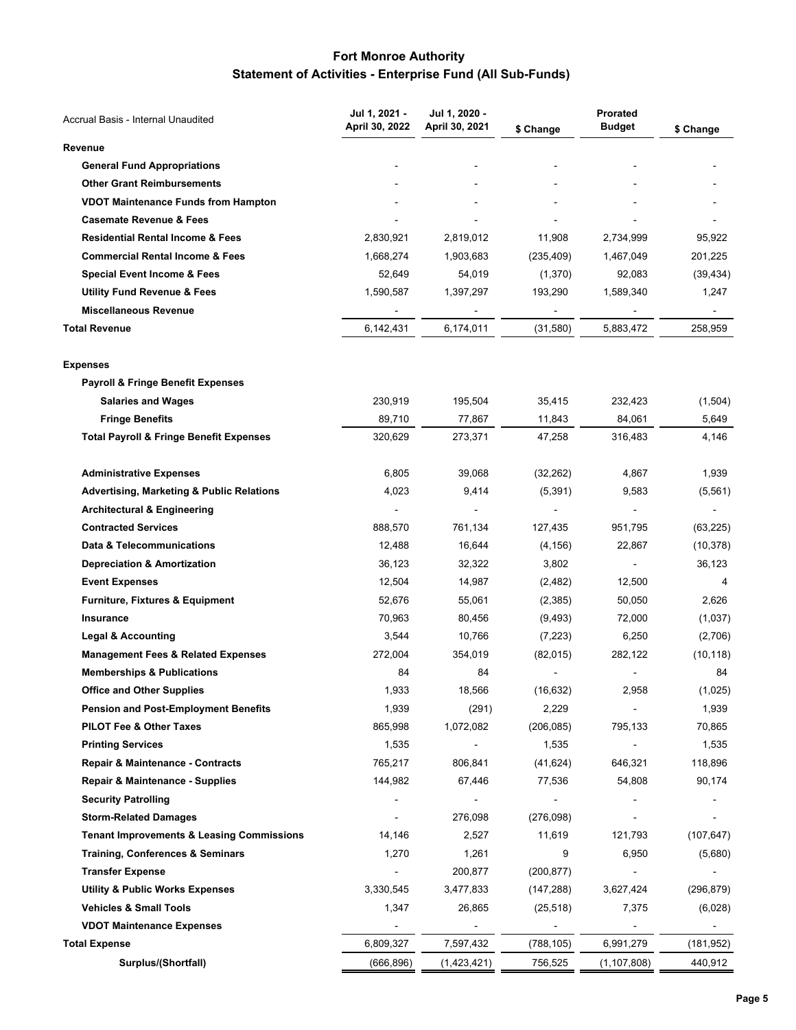# Fort Monroe Authority

## Statement of Activities - Enterprise Fund (All Sub-Funds)

| Accrual Basis - Internal Unaudited | Jul 1, 2021 - April 30, 2022 | Jul 1, 2020 - April 30, 2021 | $ Change | Prorated Budget | $ Change |
|---|---|---|---|---|---|
| **Revenue** | | | | | |
| **General Fund Appropriations** | - | - | - | - | - |
| **Other Grant Reimbursements** | - | - | - | - | - |
| **VDOT Maintenance Funds from Hampton** | - | - | - | - | - |
| **Casemate Revenue & Fees** | - | - | - | - | - |
| **Residential Rental Income & Fees** | 2,830,921 | 2,819,012 | 11,908 | 2,734,999 | 95,922 |
| **Commercial Rental Income & Fees** | 1,668,274 | 1,903,683 | (235,409) | 1,467,049 | 201,225 |
| **Special Event Income & Fees** | 52,649 | 54,019 | (1,370) | 92,083 | (39,434) |
| **Utility Fund Revenue & Fees** | 1,590,587 | 1,397,297 | 193,290 | 1,589,340 | 1,247 |
| **Miscellaneous Revenue** | - | - | - | - | - |
| **Total Revenue** | 6,142,431 | 6,174,011 | (31,580) | 5,883,472 | 258,959 |
| **Expenses** | | | | | |
| **Payroll & Fringe Benefit Expenses** | | | | | |
| **Salaries and Wages** | 230,919 | 195,504 | 35,415 | 232,423 | (1,504) |
| **Fringe Benefits** | 89,710 | 77,867 | 11,843 | 84,061 | 5,649 |
| **Total Payroll & Fringe Benefit Expenses** | 320,629 | 273,371 | 47,258 | 316,483 | 4,146 |
| **Administrative Expenses** | 6,805 | 39,068 | (32,262) | 4,867 | 1,939 |
| **Advertising, Marketing & Public Relations** | 4,023 | 9,414 | (5,391) | 9,583 | (5,561) |
| **Architectural & Engineering** | - | - | - | - | - |
| **Contracted Services** | 888,570 | 761,134 | 127,435 | 951,795 | (63,225) |
| **Data & Telecommunications** | 12,488 | 16,644 | (4,156) | 22,867 | (10,378) |
| **Depreciation & Amortization** | 36,123 | 32,322 | 3,802 | - | 36,123 |
| **Event Expenses** | 12,504 | 14,987 | (2,482) | 12,500 | 4 |
| **Furniture, Fixtures & Equipment** | 52,676 | 55,061 | (2,385) | 50,050 | 2,626 |
| **Insurance** | 70,963 | 80,456 | (9,493) | 72,000 | (1,037) |
| **Legal & Accounting** | 3,544 | 10,766 | (7,223) | 6,250 | (2,706) |
| **Management Fees & Related Expenses** | 272,004 | 354,019 | (82,015) | 282,122 | (10,118) |
| **Memberships & Publications** | 84 | 84 | - | - | 84 |
| **Office and Other Supplies** | 1,933 | 18,566 | (16,632) | 2,958 | (1,025) |
| **Pension and Post-Employment Benefits** | 1,939 | (291) | 2,229 | - | 1,939 |
| **PILOT Fee & Other Taxes** | 865,998 | 1,072,082 | (206,085) | 795,133 | 70,865 |
| **Printing Services** | 1,535 | - | 1,535 | - | 1,535 |
| **Repair & Maintenance - Contracts** | 765,217 | 806,841 | (41,624) | 646,321 | 118,896 |
| **Repair & Maintenance - Supplies** | 144,982 | 67,446 | 77,536 | 54,808 | 90,174 |
| **Security Patrolling** | - | - | - | - | - |
| **Storm-Related Damages** | - | 276,098 | (276,098) | - | - |
| **Tenant Improvements & Leasing Commissions** | 14,146 | 2,527 | 11,619 | 121,793 | (107,647) |
| **Training, Conferences & Seminars** | 1,270 | 1,261 | 9 | 6,950 | (5,680) |
| **Transfer Expense** | - | 200,877 | (200,877) | - | - |
| **Utility & Public Works Expenses** | 3,330,545 | 3,477,833 | (147,288) | 3,627,424 | (296,879) |
| **Vehicles & Small Tools** | 1,347 | 26,865 | (25,518) | 7,375 | (6,028) |
| **VDOT Maintenance Expenses** | - | - | - | - | - |
| **Total Expense** | 6,809,327 | 7,597,432 | (788,105) | 6,991,279 | (181,952) |
| **Surplus/(Shortfall)** | (666,896) | (1,423,421) | 756,525 | (1,107,808) | 440,912 |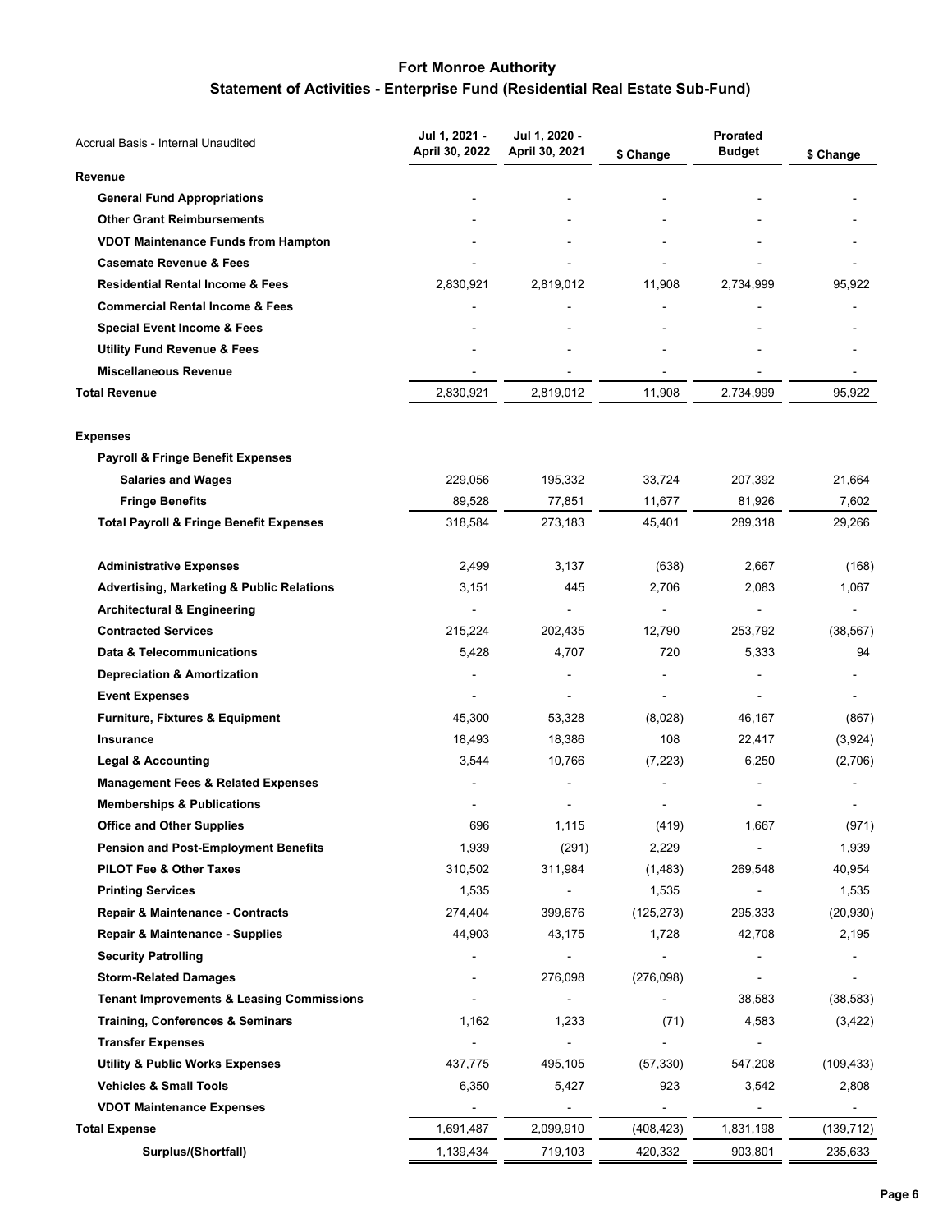# Fort Monroe Authority

## Statement of Activities - Enterprise Fund (Residential Real Estate Sub-Fund)

| Accrual Basis - Internal Unaudited | Jul 1, 2021 - April 30, 2022 | Jul 1, 2020 - April 30, 2021 | $ Change | Prorated Budget | $ Change |
|---|---|---|---|---|---|
| **Revenue** | | | | | |
| **General Fund Appropriations** | - | - | - | - | - |
| **Other Grant Reimbursements** | - | - | - | - | - |
| **VDOT Maintenance Funds from Hampton** | - | - | - | - | - |
| **Casemate Revenue & Fees** | - | - | - | - | - |
| **Residential Rental Income & Fees** | 2,830,921 | 2,819,012 | 11,908 | 2,734,999 | 95,922 |
| **Commercial Rental Income & Fees** | - | - | - | - | - |
| **Special Event Income & Fees** | - | - | - | - | - |
| **Utility Fund Revenue & Fees** | - | - | - | - | - |
| **Miscellaneous Revenue** | - | - | - | - | - |
| **Total Revenue** | 2,830,921 | 2,819,012 | 11,908 | 2,734,999 | 95,922 |
| | | | | | |
| **Expenses** | | | | | |
| **Payroll & Fringe Benefit Expenses** | | | | | |
| **Salaries and Wages** | 229,056 | 195,332 | 33,724 | 207,392 | 21,664 |
| **Fringe Benefits** | 89,528 | 77,851 | 11,677 | 81,926 | 7,602 |
| **Total Payroll & Fringe Benefit Expenses** | 318,584 | 273,183 | 45,401 | 289,318 | 29,266 |
| | | | | | |
| **Administrative Expenses** | 2,499 | 3,137 | (638) | 2,667 | (168) |
| **Advertising, Marketing & Public Relations** | 3,151 | 445 | 2,706 | 2,083 | 1,067 |
| **Architectural & Engineering** | - | - | - | - | - |
| **Contracted Services** | 215,224 | 202,435 | 12,790 | 253,792 | (38,567) |
| **Data & Telecommunications** | 5,428 | 4,707 | 720 | 5,333 | 94 |
| **Depreciation & Amortization** | - | - | - | - | - |
| **Event Expenses** | - | - | - | - | - |
| **Furniture, Fixtures & Equipment** | 45,300 | 53,328 | (8,028) | 46,167 | (867) |
| **Insurance** | 18,493 | 18,386 | 108 | 22,417 | (3,924) |
| **Legal & Accounting** | 3,544 | 10,766 | (7,223) | 6,250 | (2,706) |
| **Management Fees & Related Expenses** | - | - | - | - | - |
| **Memberships & Publications** | - | - | - | - | - |
| **Office and Other Supplies** | 696 | 1,115 | (419) | 1,667 | (971) |
| **Pension and Post-Employment Benefits** | 1,939 | (291) | 2,229 | - | 1,939 |
| **PILOT Fee & Other Taxes** | 310,502 | 311,984 | (1,483) | 269,548 | 40,954 |
| **Printing Services** | 1,535 | - | 1,535 | - | 1,535 |
| **Repair & Maintenance - Contracts** | 274,404 | 399,676 | (125,273) | 295,333 | (20,930) |
| **Repair & Maintenance - Supplies** | 44,903 | 43,175 | 1,728 | 42,708 | 2,195 |
| **Security Patrolling** | - | - | - | - | - |
| **Storm-Related Damages** | - | 276,098 | (276,098) | - | - |
| **Tenant Improvements & Leasing Commissions** | - | - | - | 38,583 | (38,583) |
| **Training, Conferences & Seminars** | 1,162 | 1,233 | (71) | 4,583 | (3,422) |
| **Transfer Expenses** | - | - | - | - | |
| **Utility & Public Works Expenses** | 437,775 | 495,105 | (57,330) | 547,208 | (109,433) |
| **Vehicles & Small Tools** | 6,350 | 5,427 | 923 | 3,542 | 2,808 |
| **VDOT Maintenance Expenses** | - | - | - | - | - |
| **Total Expense** | 1,691,487 | 2,099,910 | (408,423) | 1,831,198 | (139,712) |
| **Surplus/(Shortfall)** | 1,139,434 | 719,103 | 420,332 | 903,801 | 235,633 |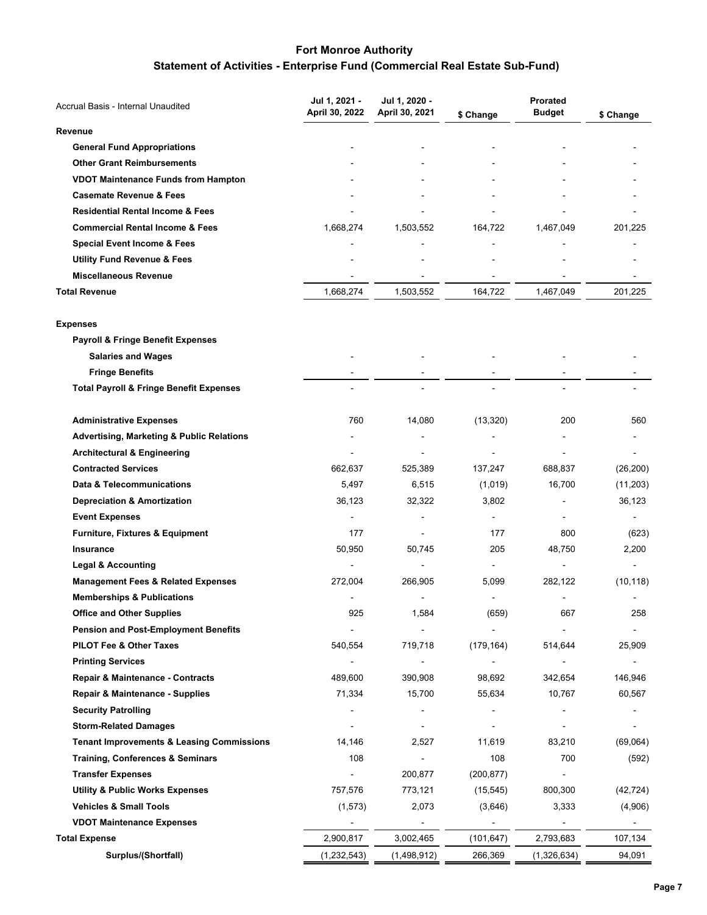# Fort Monroe Authority

## Statement of Activities - Enterprise Fund (Commercial Real Estate Sub-Fund)

| Accrual Basis - Internal Unaudited | Jul 1, 2021 - April 30, 2022 | Jul 1, 2020 - April 30, 2021 | $ Change | Prorated Budget | $ Change |
|---|---|---|---|---|---|
| **Revenue** | | | | | |
| **General Fund Appropriations** | - | - | - | - | - |
| **Other Grant Reimbursements** | - | - | - | - | - |
| **VDOT Maintenance Funds from Hampton** | - | - | - | - | - |
| **Casemate Revenue & Fees** | - | - | - | - | - |
| **Residential Rental Income & Fees** | - | - | - | - | - |
| **Commercial Rental Income & Fees** | 1,668,274 | 1,503,552 | 164,722 | 1,467,049 | 201,225 |
| **Special Event Income & Fees** | - | - | - | - | - |
| **Utility Fund Revenue & Fees** | - | - | - | - | - |
| **Miscellaneous Revenue** | - | - | - | - | - |
| **Total Revenue** | 1,668,274 | 1,503,552 | 164,722 | 1,467,049 | 201,225 |
| | | | | | |
| **Expenses** | | | | | |
| **Payroll & Fringe Benefit Expenses** | | | | | |
| **Salaries and Wages** | - | - | - | - | - |
| **Fringe Benefits** | - | - | - | - | - |
| **Total Payroll & Fringe Benefit Expenses** | - | - | - | - | - |
| | | | | | |
| **Administrative Expenses** | 760 | 14,080 | (13,320) | 200 | 560 |
| **Advertising, Marketing & Public Relations** | - | - | - | - | - |
| **Architectural & Engineering** | - | - | - | - | - |
| **Contracted Services** | 662,637 | 525,389 | 137,247 | 688,837 | (26,200) |
| **Data & Telecommunications** | 5,497 | 6,515 | (1,019) | 16,700 | (11,203) |
| **Depreciation & Amortization** | 36,123 | 32,322 | 3,802 | - | 36,123 |
| **Event Expenses** | - | - | - | - | - |
| **Furniture, Fixtures & Equipment** | 177 | - | 177 | 800 | (623) |
| **Insurance** | 50,950 | 50,745 | 205 | 48,750 | 2,200 |
| **Legal & Accounting** | - | - | - | - | - |
| **Management Fees & Related Expenses** | 272,004 | 266,905 | 5,099 | 282,122 | (10,118) |
| **Memberships & Publications** | - | - | - | - | - |
| **Office and Other Supplies** | 925 | 1,584 | (659) | 667 | 258 |
| **Pension and Post-Employment Benefits** | - | - | - | - | - |
| **PILOT Fee & Other Taxes** | 540,554 | 719,718 | (179,164) | 514,644 | 25,909 |
| **Printing Services** | - | - | - | - | - |
| **Repair & Maintenance - Contracts** | 489,600 | 390,908 | 98,692 | 342,654 | 146,946 |
| **Repair & Maintenance - Supplies** | 71,334 | 15,700 | 55,634 | 10,767 | 60,567 |
| **Security Patrolling** | - | - | - | - | - |
| **Storm-Related Damages** | - | - | - | - | - |
| **Tenant Improvements & Leasing Commissions** | 14,146 | 2,527 | 11,619 | 83,210 | (69,064) |
| **Training, Conferences & Seminars** | 108 | - | 108 | 700 | (592) |
| **Transfer Expenses** | - | 200,877 | (200,877) | - | |
| **Utility & Public Works Expenses** | 757,576 | 773,121 | (15,545) | 800,300 | (42,724) |
| **Vehicles & Small Tools** | (1,573) | 2,073 | (3,646) | 3,333 | (4,906) |
| **VDOT Maintenance Expenses** | - | - | - | - | - |
| **Total Expense** | 2,900,817 | 3,002,465 | (101,647) | 2,793,683 | 107,134 |
| **Surplus/(Shortfall)** | (1,232,543) | (1,498,912) | 266,369 | (1,326,634) | 94,091 |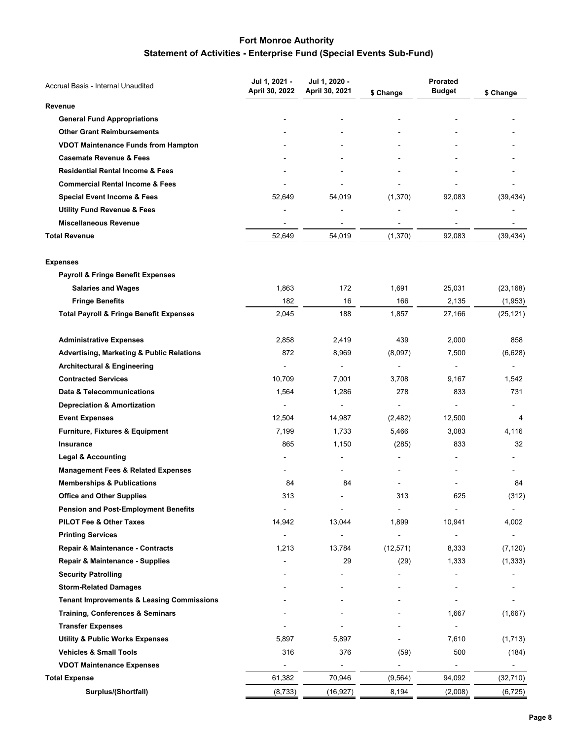# Fort Monroe Authority

## Statement of Activities - Enterprise Fund (Special Events Sub-Fund)

| Accrual Basis - Internal Unaudited | Jul 1, 2021 - April 30, 2022 | Jul 1, 2020 - April 30, 2021 | $ Change | Prorated Budget | $ Change |
|---|---|---|---|---|---|
| **Revenue** | | | | | |
| **General Fund Appropriations** | - | - | - | - | - |
| **Other Grant Reimbursements** | - | - | - | - | - |
| **VDOT Maintenance Funds from Hampton** | - | - | - | - | - |
| **Casemate Revenue & Fees** | - | - | - | - | - |
| **Residential Rental Income & Fees** | - | - | - | - | - |
| **Commercial Rental Income & Fees** | - | - | - | - | - |
| **Special Event Income & Fees** | 52,649 | 54,019 | (1,370) | 92,083 | (39,434) |
| **Utility Fund Revenue & Fees** | - | - | - | - | - |
| **Miscellaneous Revenue** | - | - | - | - | - |
| **Total Revenue** | 52,649 | 54,019 | (1,370) | 92,083 | (39,434) |
| | | | | | |
| **Expenses** | | | | | |
| **Payroll & Fringe Benefit Expenses** | | | | | |
| **Salaries and Wages** | 1,863 | 172 | 1,691 | 25,031 | (23,168) |
| **Fringe Benefits** | 182 | 16 | 166 | 2,135 | (1,953) |
| **Total Payroll & Fringe Benefit Expenses** | 2,045 | 188 | 1,857 | 27,166 | (25,121) |
| | | | | | |
| **Administrative Expenses** | 2,858 | 2,419 | 439 | 2,000 | 858 |
| **Advertising, Marketing & Public Relations** | 872 | 8,969 | (8,097) | 7,500 | (6,628) |
| **Architectural & Engineering** | - | - | - | - | - |
| **Contracted Services** | 10,709 | 7,001 | 3,708 | 9,167 | 1,542 |
| **Data & Telecommunications** | 1,564 | 1,286 | 278 | 833 | 731 |
| **Depreciation & Amortization** | - | - | - | - | - |
| **Event Expenses** | 12,504 | 14,987 | (2,482) | 12,500 | 4 |
| **Furniture, Fixtures & Equipment** | 7,199 | 1,733 | 5,466 | 3,083 | 4,116 |
| **Insurance** | 865 | 1,150 | (285) | 833 | 32 |
| **Legal & Accounting** | - | - | - | - | - |
| **Management Fees & Related Expenses** | - | - | - | - | - |
| **Memberships & Publications** | 84 | 84 | - | - | 84 |
| **Office and Other Supplies** | 313 | - | 313 | 625 | (312) |
| **Pension and Post-Employment Benefits** | - | - | - | - | - |
| **PILOT Fee & Other Taxes** | 14,942 | 13,044 | 1,899 | 10,941 | 4,002 |
| **Printing Services** | - | - | - | - | - |
| **Repair & Maintenance - Contracts** | 1,213 | 13,784 | (12,571) | 8,333 | (7,120) |
| **Repair & Maintenance - Supplies** | - | 29 | (29) | 1,333 | (1,333) |
| **Security Patrolling** | - | - | - | - | - |
| **Storm-Related Damages** | - | - | - | - | - |
| **Tenant Improvements & Leasing Commissions** | - | - | - | - | - |
| **Training, Conferences & Seminars** | - | - | - | 1,667 | (1,667) |
| **Transfer Expenses** | - | - | - | - | |
| **Utility & Public Works Expenses** | 5,897 | 5,897 | - | 7,610 | (1,713) |
| **Vehicles & Small Tools** | 316 | 376 | (59) | 500 | (184) |
| **VDOT Maintenance Expenses** | - | - | - | - | - |
| **Total Expense** | 61,382 | 70,946 | (9,564) | 94,092 | (32,710) |
| **Surplus/(Shortfall)** | (8,733) | (16,927) | 8,194 | (2,008) | (6,725) |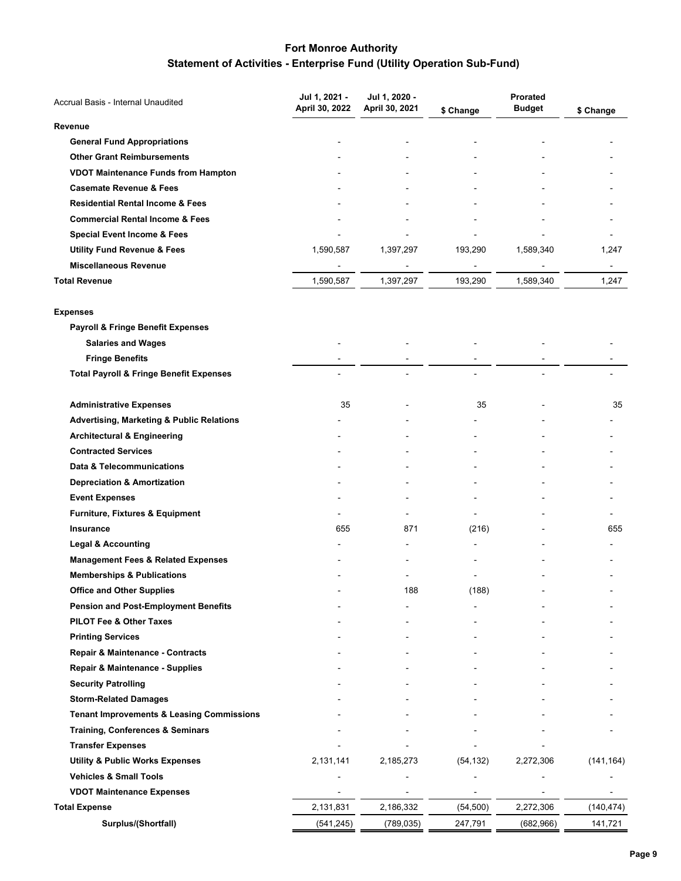# Fort Monroe Authority

## Statement of Activities - Enterprise Fund (Utility Operation Sub-Fund)

| Accrual Basis - Internal Unaudited | Jul 1, 2021 - April 30, 2022 | Jul 1, 2020 - April 30, 2021 | $ Change | Prorated Budget | $ Change |
|---|---|---|---|---|---|
| **Revenue** | | | | | |
| **General Fund Appropriations** | - | - | - | - | - |
| **Other Grant Reimbursements** | - | - | - | - | - |
| **VDOT Maintenance Funds from Hampton** | - | - | - | - | - |
| **Casemate Revenue & Fees** | - | - | - | - | - |
| **Residential Rental Income & Fees** | - | - | - | - | - |
| **Commercial Rental Income & Fees** | - | - | - | - | - |
| **Special Event Income & Fees** | - | - | - | - | - |
| **Utility Fund Revenue & Fees** | 1,590,587 | 1,397,297 | 193,290 | 1,589,340 | 1,247 |
| **Miscellaneous Revenue** | - | - | - | - | - |
| **Total Revenue** | 1,590,587 | 1,397,297 | 193,290 | 1,589,340 | 1,247 |
| **Expenses** | | | | | |
| **Payroll & Fringe Benefit Expenses** | | | | | |
| **Salaries and Wages** | - | - | - | - | - |
| **Fringe Benefits** | - | - | - | - | - |
| **Total Payroll & Fringe Benefit Expenses** | - | - | - | - | - |
| **Administrative Expenses** | 35 | - | 35 | - | 35 |
| **Advertising, Marketing & Public Relations** | - | - | - | - | - |
| **Architectural & Engineering** | - | - | - | - | - |
| **Contracted Services** | - | - | - | - | - |
| **Data & Telecommunications** | - | - | - | - | - |
| **Depreciation & Amortization** | - | - | - | - | - |
| **Event Expenses** | - | - | - | - | - |
| **Furniture, Fixtures & Equipment** | - | - | - | - | - |
| **Insurance** | 655 | 871 | (216) | - | 655 |
| **Legal & Accounting** | - | - | - | - | - |
| **Management Fees & Related Expenses** | - | - | - | - | - |
| **Memberships & Publications** | - | - | - | - | - |
| **Office and Other Supplies** | - | 188 | (188) | - | - |
| **Pension and Post-Employment Benefits** | - | - | - | - | - |
| **PILOT Fee & Other Taxes** | - | - | - | - | - |
| **Printing Services** | - | - | - | - | - |
| **Repair & Maintenance - Contracts** | - | - | - | - | - |
| **Repair & Maintenance - Supplies** | - | - | - | - | - |
| **Security Patrolling** | - | - | - | - | - |
| **Storm-Related Damages** | - | - | - | - | - |
| **Tenant Improvements & Leasing Commissions** | - | - | - | - | - |
| **Training, Conferences & Seminars** | - | - | - | - | - |
| **Transfer Expenses** | - | - | - | - | |
| **Utility & Public Works Expenses** | 2,131,141 | 2,185,273 | (54,132) | 2,272,306 | (141,164) |
| **Vehicles & Small Tools** | - | - | - | - | - |
| **VDOT Maintenance Expenses** | - | - | - | - | - |
| **Total Expense** | 2,131,831 | 2,186,332 | (54,500) | 2,272,306 | (140,474) |
| **Surplus/(Shortfall)** | (541,245) | (789,035) | 247,791 | (682,966) | 141,721 |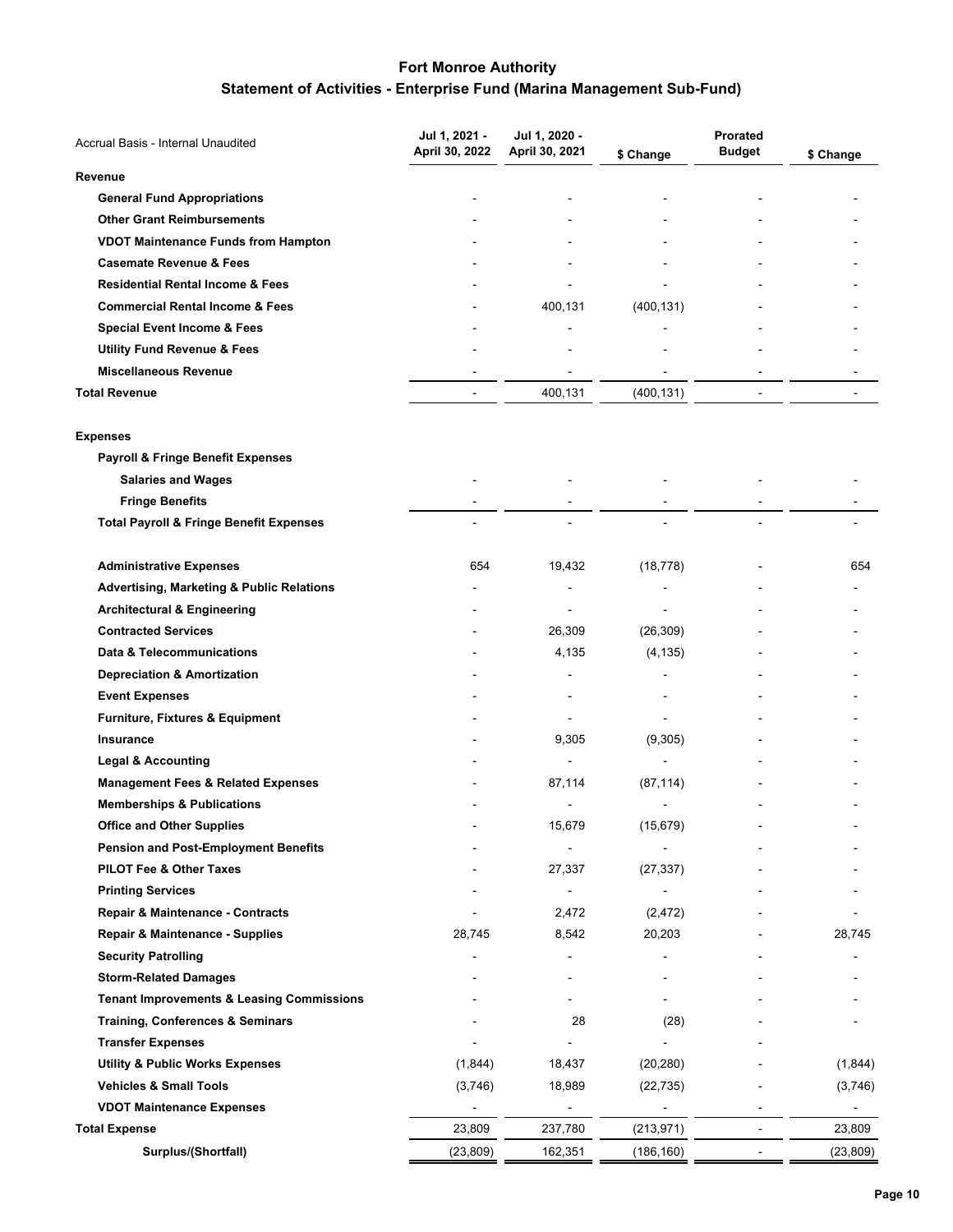# Fort Monroe Authority

## Statement of Activities - Enterprise Fund (Marina Management Sub-Fund)

| Accrual Basis - Internal Unaudited | Jul 1, 2021 - April 30, 2022 | Jul 1, 2020 - April 30, 2021 | $ Change | Prorated Budget | $ Change |
|---|---|---|---|---|---|
| **Revenue** | | | | | |
| **General Fund Appropriations** | - | - | - | - | - |
| **Other Grant Reimbursements** | - | - | - | - | - |
| **VDOT Maintenance Funds from Hampton** | - | - | - | - | - |
| **Casemate Revenue & Fees** | - | - | - | - | - |
| **Residential Rental Income & Fees** | - | - | - | - | - |
| **Commercial Rental Income & Fees** | - | 400,131 | (400,131) | - | - |
| **Special Event Income & Fees** | - | - | - | - | - |
| **Utility Fund Revenue & Fees** | - | - | - | - | - |
| **Miscellaneous Revenue** | - | - | - | - | - |
| **Total Revenue** | - | 400,131 | (400,131) | - | - |
| **Expenses** | | | | | |
| **Payroll & Fringe Benefit Expenses** | | | | | |
| **Salaries and Wages** | - | - | - | - | - |
| **Fringe Benefits** | - | - | - | - | - |
| **Total Payroll & Fringe Benefit Expenses** | - | - | - | - | - |
| **Administrative Expenses** | 654 | 19,432 | (18,778) | - | 654 |
| **Advertising, Marketing & Public Relations** | - | - | - | - | - |
| **Architectural & Engineering** | - | - | - | - | - |
| **Contracted Services** | - | 26,309 | (26,309) | - | - |
| **Data & Telecommunications** | - | 4,135 | (4,135) | - | - |
| **Depreciation & Amortization** | - | - | - | - | - |
| **Event Expenses** | - | - | - | - | - |
| **Furniture, Fixtures & Equipment** | - | - | - | - | - |
| **Insurance** | - | 9,305 | (9,305) | - | - |
| **Legal & Accounting** | - | - | - | - | - |
| **Management Fees & Related Expenses** | - | 87,114 | (87,114) | - | - |
| **Memberships & Publications** | - | - | - | - | - |
| **Office and Other Supplies** | - | 15,679 | (15,679) | - | - |
| **Pension and Post-Employment Benefits** | - | - | - | - | - |
| **PILOT Fee & Other Taxes** | - | 27,337 | (27,337) | - | - |
| **Printing Services** | - | - | - | - | - |
| **Repair & Maintenance - Contracts** | - | 2,472 | (2,472) | - | - |
| **Repair & Maintenance - Supplies** | 28,745 | 8,542 | 20,203 | - | 28,745 |
| **Security Patrolling** | - | - | - | - | - |
| **Storm-Related Damages** | - | - | - | - | - |
| **Tenant Improvements & Leasing Commissions** | - | - | - | - | - |
| **Training, Conferences & Seminars** | - | 28 | (28) | - | - |
| **Transfer Expenses** | - | - | - | - | |
| **Utility & Public Works Expenses** | (1,844) | 18,437 | (20,280) | - | (1,844) |
| **Vehicles & Small Tools** | (3,746) | 18,989 | (22,735) | - | (3,746) |
| **VDOT Maintenance Expenses** | - | - | - | - | - |
| **Total Expense** | 23,809 | 237,780 | (213,971) | - | 23,809 |
| **Surplus/(Shortfall)** | (23,809) | 162,351 | (186,160) | - | (23,809) |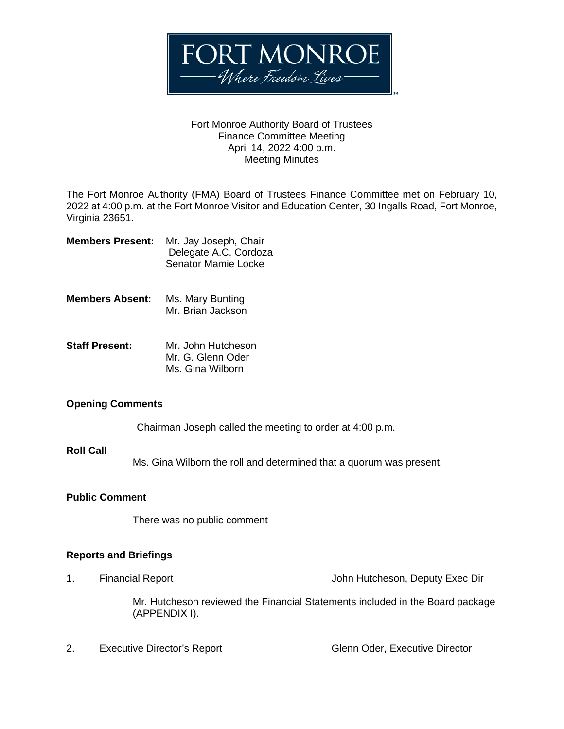FORT MONROE

Where Freedom Lives

Fort Monroe Authority Board of Trustees
Finance Committee Meeting
April 14, 2022 4:00 p.m.
Meeting Minutes

The Fort Monroe Authority (FMA) Board of Trustees Finance Committee met on February 10, 2022 at 4:00 p.m. at the Fort Monroe Visitor and Education Center, 30 Ingalls Road, Fort Monroe, Virginia 23651.

**Members Present:** Mr. Jay Joseph, Chair
Delegate A.C. Cordoza
Senator Mamie Locke

**Members Absent:** Ms. Mary Bunting
Mr. Brian Jackson

**Staff Present:** Mr. John Hutcheson
Mr. G. Glenn Oder
Ms. Gina Wilborn

**Opening Comments**

Chairman Joseph called the meeting to order at 4:00 p.m.

**Roll Call**

Ms. Gina Wilborn the roll and determined that a quorum was present.

**Public Comment**

There was no public comment

**Reports and Briefings**

1. Financial Report — John Hutcheson, Deputy Exec Dir

   Mr. Hutcheson reviewed the Financial Statements included in the Board package (APPENDIX I).

2. Executive Director's Report — Glenn Oder, Executive Director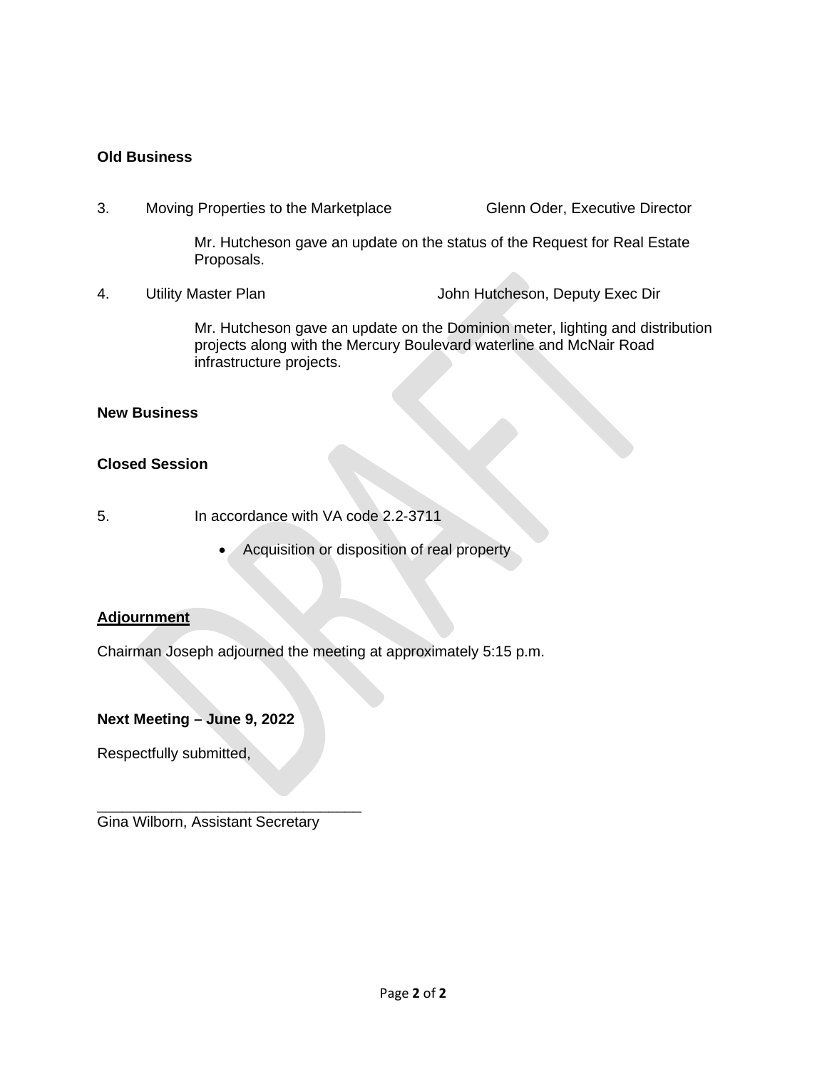**Old Business**

3. Moving Properties to the Marketplace Glenn Oder, Executive Director

   Mr. Hutcheson gave an update on the status of the Request for Real Estate Proposals.

4. Utility Master Plan John Hutcheson, Deputy Exec Dir

   Mr. Hutcheson gave an update on the Dominion meter, lighting and distribution projects along with the Mercury Boulevard waterline and McNair Road infrastructure projects.

**New Business**

**Closed Session**

5. In accordance with VA code 2.2-3711

   - Acquisition or disposition of real property

**Adjournment**

Chairman Joseph adjourned the meeting at approximately 5:15 p.m.

**Next Meeting – June 9, 2022**

Respectfully submitted,

\_\_\_\_\_\_\_\_\_\_\_\_\_\_\_\_\_\_\_\_\_\_\_\_\_\_\_\_\_\_\_\_\_\_
Gina Wilborn, Assistant Secretary